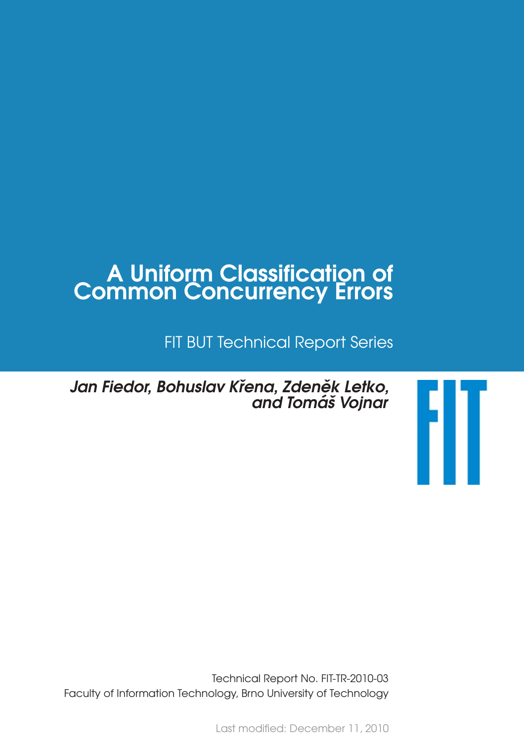# A Uniform Classification of Common Concurrency Errors

FIT BUT Technical Report Series

*Jan Fiedor, Bohuslav Křena, Zdeněk Letko, and Tomáš Vojnar*

Technical Report No. FIT-TR-2010-03

Faculty of Information Technology, Brno University of Technology

Last modified: December 11, 2010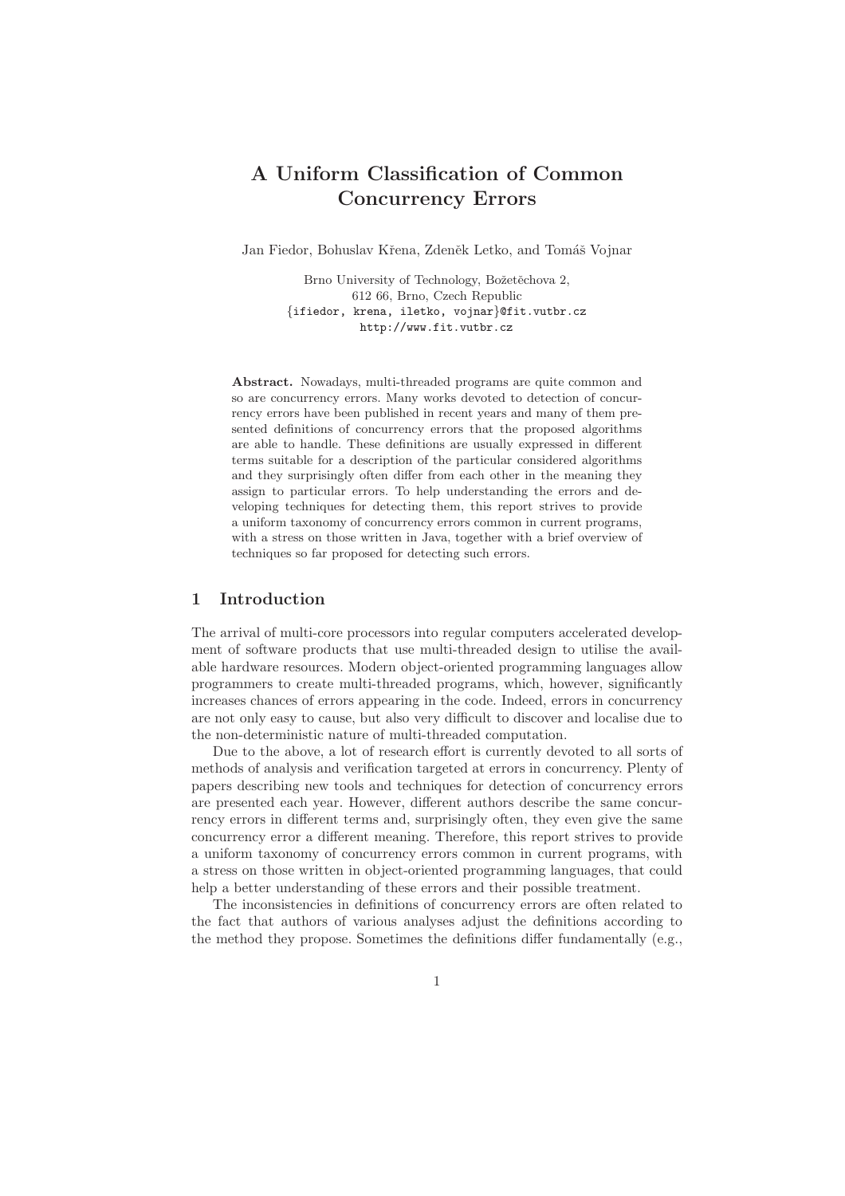// A Uniform Classification of Common Concurrency Errors

Jan Fiedor, Bohuslav Křena, Zdeněk Letko, and Tomáš Vojnar

Brno University of Technology, Božetěchova 2,
612 66, Brno, Czech Republic
{ifiedor, krena, iletko, vojnar}@fit.vutbr.cz
http://www.fit.vutbr.cz

**Abstract.** Nowadays, multi-threaded programs are quite common and so are concurrency errors. Many works devoted to detection of concurrency errors have been published in recent years and many of them presented definitions of concurrency errors that the proposed algorithms are able to handle. These definitions are usually expressed in different terms suitable for a description of the particular considered algorithms and they surprisingly often differ from each other in the meaning they assign to particular errors. To help understanding the errors and developing techniques for detecting them, this report strives to provide a uniform taxonomy of concurrency errors common in current programs, with a stress on those written in Java, together with a brief overview of techniques so far proposed for detecting such errors.

## 1 Introduction

The arrival of multi-core processors into regular computers accelerated development of software products that use multi-threaded design to utilise the available hardware resources. Modern object-oriented programming languages allow programmers to create multi-threaded programs, which, however, significantly increases chances of errors appearing in the code. Indeed, errors in concurrency are not only easy to cause, but also very difficult to discover and localise due to the non-deterministic nature of multi-threaded computation.

Due to the above, a lot of research effort is currently devoted to all sorts of methods of analysis and verification targeted at errors in concurrency. Plenty of papers describing new tools and techniques for detection of concurrency errors are presented each year. However, different authors describe the same concurrency errors in different terms and, surprisingly often, they even give the same concurrency error a different meaning. Therefore, this report strives to provide a uniform taxonomy of concurrency errors common in current programs, with a stress on those written in object-oriented programming languages, that could help a better understanding of these errors and their possible treatment.

The inconsistencies in definitions of concurrency errors are often related to the fact that authors of various analyses adjust the definitions according to the method they propose. Sometimes the definitions differ fundamentally (e.g.,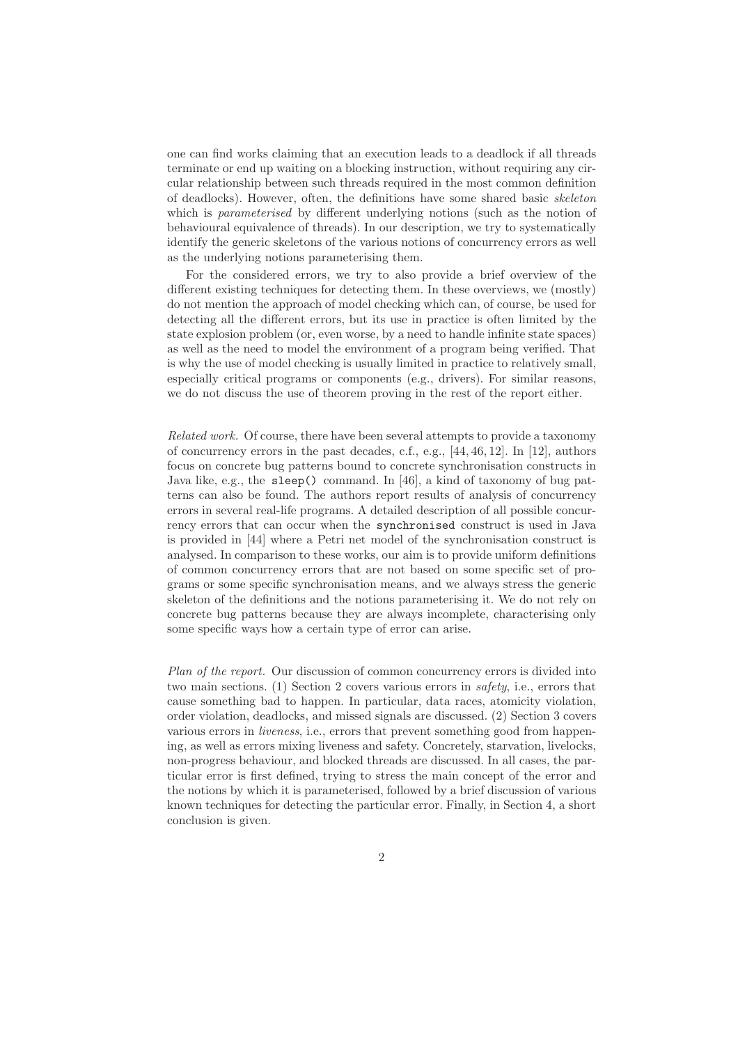one can find works claiming that an execution leads to a deadlock if all threads terminate or end up waiting on a blocking instruction, without requiring any circular relationship between such threads required in the most common definition of deadlocks). However, often, the definitions have some shared basic *skeleton* which is *parameterised* by different underlying notions (such as the notion of behavioural equivalence of threads). In our description, we try to systematically identify the generic skeletons of the various notions of concurrency errors as well as the underlying notions parameterising them.

For the considered errors, we try to also provide a brief overview of the different existing techniques for detecting them. In these overviews, we (mostly) do not mention the approach of model checking which can, of course, be used for detecting all the different errors, but its use in practice is often limited by the state explosion problem (or, even worse, by a need to handle infinite state spaces) as well as the need to model the environment of a program being verified. That is why the use of model checking is usually limited in practice to relatively small, especially critical programs or components (e.g., drivers). For similar reasons, we do not discuss the use of theorem proving in the rest of the report either.

*Related work.* Of course, there have been several attempts to provide a taxonomy of concurrency errors in the past decades, c.f., e.g., [44, 46, 12]. In [12], authors focus on concrete bug patterns bound to concrete synchronisation constructs in Java like, e.g., the `sleep()` command. In [46], a kind of taxonomy of bug patterns can also be found. The authors report results of analysis of concurrency errors in several real-life programs. A detailed description of all possible concurrency errors that can occur when the `synchronised` construct is used in Java is provided in [44] where a Petri net model of the synchronisation construct is analysed. In comparison to these works, our aim is to provide uniform definitions of common concurrency errors that are not based on some specific set of programs or some specific synchronisation means, and we always stress the generic skeleton of the definitions and the notions parameterising it. We do not rely on concrete bug patterns because they are always incomplete, characterising only some specific ways how a certain type of error can arise.

*Plan of the report.* Our discussion of common concurrency errors is divided into two main sections. (1) Section 2 covers various errors in *safety*, i.e., errors that cause something bad to happen. In particular, data races, atomicity violation, order violation, deadlocks, and missed signals are discussed. (2) Section 3 covers various errors in *liveness*, i.e., errors that prevent something good from happening, as well as errors mixing liveness and safety. Concretely, starvation, livelocks, non-progress behaviour, and blocked threads are discussed. In all cases, the particular error is first defined, trying to stress the main concept of the error and the notions by which it is parameterised, followed by a brief discussion of various known techniques for detecting the particular error. Finally, in Section 4, a short conclusion is given.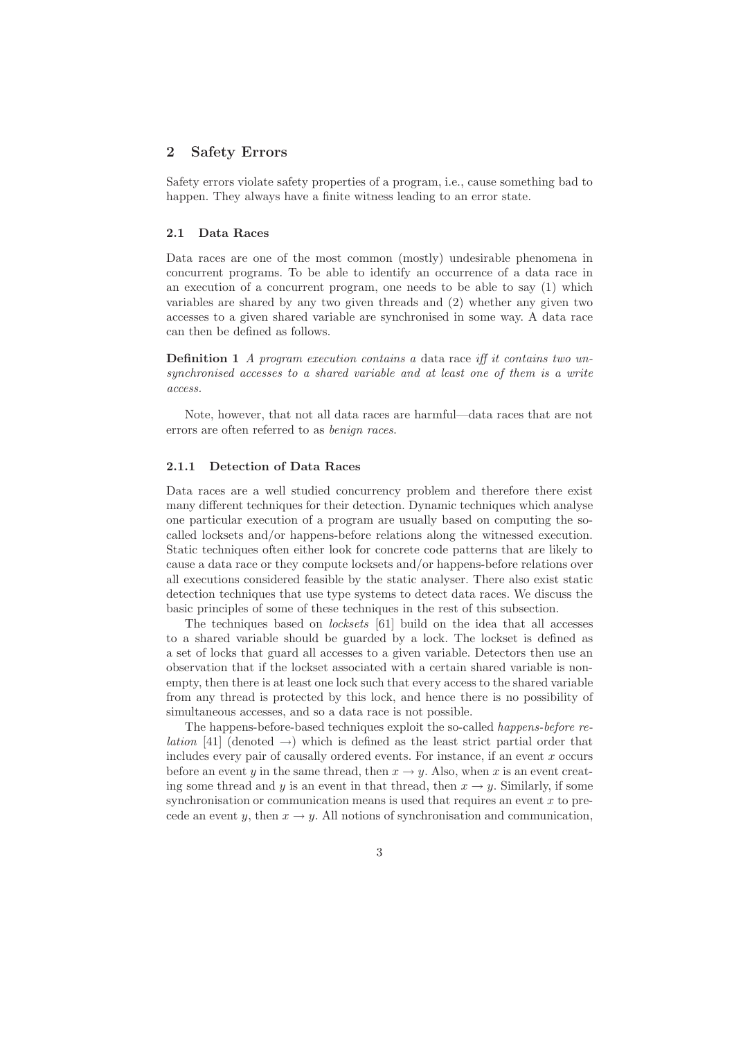## 2 Safety Errors

Safety errors violate safety properties of a program, i.e., cause something bad to happen. They always have a finite witness leading to an error state.

### 2.1 Data Races

Data races are one of the most common (mostly) undesirable phenomena in concurrent programs. To be able to identify an occurrence of a data race in an execution of a concurrent program, one needs to be able to say (1) which variables are shared by any two given threads and (2) whether any given two accesses to a given shared variable are synchronised in some way. A data race can then be defined as follows.

**Definition 1** *A program execution contains a* data race *iff it contains two unsynchronised accesses to a shared variable and at least one of them is a write access.*

Note, however, that not all data races are harmful—data races that are not errors are often referred to as *benign races*.

#### 2.1.1 Detection of Data Races

Data races are a well studied concurrency problem and therefore there exist many different techniques for their detection. Dynamic techniques which analyse one particular execution of a program are usually based on computing the so-called locksets and/or happens-before relations along the witnessed execution. Static techniques often either look for concrete code patterns that are likely to cause a data race or they compute locksets and/or happens-before relations over all executions considered feasible by the static analyser. There also exist static detection techniques that use type systems to detect data races. We discuss the basic principles of some of these techniques in the rest of this subsection.

The techniques based on *locksets* [61] build on the idea that all accesses to a shared variable should be guarded by a lock. The lockset is defined as a set of locks that guard all accesses to a given variable. Detectors then use an observation that if the lockset associated with a certain shared variable is non-empty, then there is at least one lock such that every access to the shared variable from any thread is protected by this lock, and hence there is no possibility of simultaneous accesses, and so a data race is not possible.

The happens-before-based techniques exploit the so-called *happens-before relation* [41] (denoted $\rightarrow$) which is defined as the least strict partial order that includes every pair of causally ordered events. For instance, if an event $x$ occurs before an event $y$ in the same thread, then $x \rightarrow y$. Also, when $x$ is an event creating some thread and $y$ is an event in that thread, then $x \rightarrow y$. Similarly, if some synchronisation or communication means is used that requires an event $x$ to precede an event $y$, then $x \rightarrow y$. All notions of synchronisation and communication,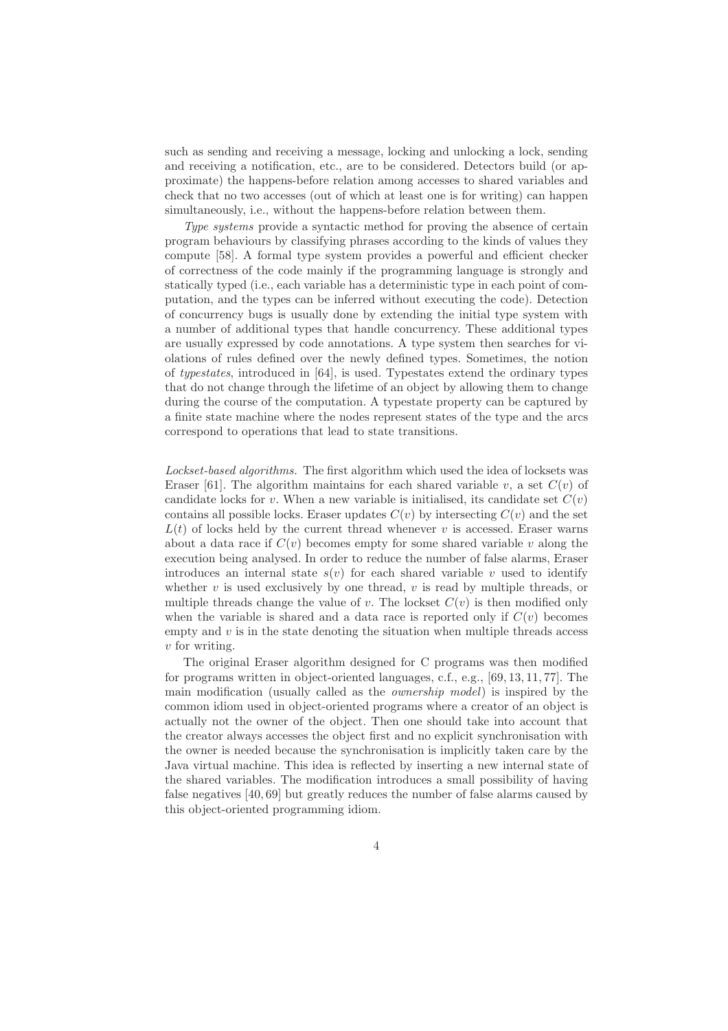such as sending and receiving a message, locking and unlocking a lock, sending and receiving a notification, etc., are to be considered. Detectors build (or approximate) the happens-before relation among accesses to shared variables and check that no two accesses (out of which at least one is for writing) can happen simultaneously, i.e., without the happens-before relation between them.

*Type systems* provide a syntactic method for proving the absence of certain program behaviours by classifying phrases according to the kinds of values they compute [58]. A formal type system provides a powerful and efficient checker of correctness of the code mainly if the programming language is strongly and statically typed (i.e., each variable has a deterministic type in each point of computation, and the types can be inferred without executing the code). Detection of concurrency bugs is usually done by extending the initial type system with a number of additional types that handle concurrency. These additional types are usually expressed by code annotations. A type system then searches for violations of rules defined over the newly defined types. Sometimes, the notion of *typestates*, introduced in [64], is used. Typestates extend the ordinary types that do not change through the lifetime of an object by allowing them to change during the course of the computation. A typestate property can be captured by a finite state machine where the nodes represent states of the type and the arcs correspond to operations that lead to state transitions.

*Lockset-based algorithms.* The first algorithm which used the idea of locksets was Eraser [61]. The algorithm maintains for each shared variable $v$, a set $C(v)$ of candidate locks for $v$. When a new variable is initialised, its candidate set $C(v)$ contains all possible locks. Eraser updates $C(v)$ by intersecting $C(v)$ and the set $L(t)$ of locks held by the current thread whenever $v$ is accessed. Eraser warns about a data race if $C(v)$ becomes empty for some shared variable $v$ along the execution being analysed. In order to reduce the number of false alarms, Eraser introduces an internal state $s(v)$ for each shared variable $v$ used to identify whether $v$ is used exclusively by one thread, $v$ is read by multiple threads, or multiple threads change the value of $v$. The lockset $C(v)$ is then modified only when the variable is shared and a data race is reported only if $C(v)$ becomes empty and $v$ is in the state denoting the situation when multiple threads access $v$ for writing.

The original Eraser algorithm designed for C programs was then modified for programs written in object-oriented languages, c.f., e.g., [69, 13, 11, 77]. The main modification (usually called as the *ownership model*) is inspired by the common idiom used in object-oriented programs where a creator of an object is actually not the owner of the object. Then one should take into account that the creator always accesses the object first and no explicit synchronisation with the owner is needed because the synchronisation is implicitly taken care by the Java virtual machine. This idea is reflected by inserting a new internal state of the shared variables. The modification introduces a small possibility of having false negatives [40, 69] but greatly reduces the number of false alarms caused by this object-oriented programming idiom.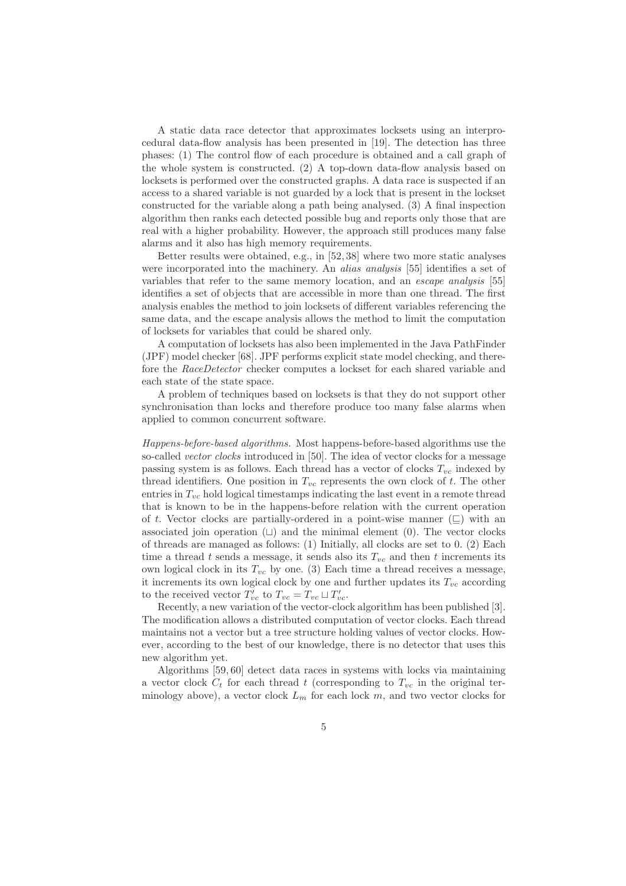A static data race detector that approximates locksets using an interprocedural data-flow analysis has been presented in [19]. The detection has three phases: (1) The control flow of each procedure is obtained and a call graph of the whole system is constructed. (2) A top-down data-flow analysis based on locksets is performed over the constructed graphs. A data race is suspected if an access to a shared variable is not guarded by a lock that is present in the lockset constructed for the variable along a path being analysed. (3) A final inspection algorithm then ranks each detected possible bug and reports only those that are real with a higher probability. However, the approach still produces many false alarms and it also has high memory requirements.

Better results were obtained, e.g., in [52, 38] where two more static analyses were incorporated into the machinery. An *alias analysis* [55] identifies a set of variables that refer to the same memory location, and an *escape analysis* [55] identifies a set of objects that are accessible in more than one thread. The first analysis enables the method to join locksets of different variables referencing the same data, and the escape analysis allows the method to limit the computation of locksets for variables that could be shared only.

A computation of locksets has also been implemented in the Java PathFinder (JPF) model checker [68]. JPF performs explicit state model checking, and therefore the *RaceDetector* checker computes a lockset for each shared variable and each state of the state space.

A problem of techniques based on locksets is that they do not support other synchronisation than locks and therefore produce too many false alarms when applied to common concurrent software.

*Happens-before-based algorithms.* Most happens-before-based algorithms use the so-called *vector clocks* introduced in [50]. The idea of vector clocks for a message passing system is as follows. Each thread has a vector of clocks $T_{vc}$ indexed by thread identifiers. One position in $T_{vc}$ represents the own clock of $t$. The other entries in $T_{vc}$ hold logical timestamps indicating the last event in a remote thread that is known to be in the happens-before relation with the current operation of $t$. Vector clocks are partially-ordered in a point-wise manner ($\sqsubseteq$) with an associated join operation ($\sqcup$) and the minimal element (0). The vector clocks of threads are managed as follows: (1) Initially, all clocks are set to 0. (2) Each time a thread $t$ sends a message, it sends also its $T_{vc}$ and then $t$ increments its own logical clock in its $T_{vc}$ by one. (3) Each time a thread receives a message, it increments its own logical clock by one and further updates its $T_{vc}$ according to the received vector $T'_{vc}$ to $T_{vc} = T_{vc} \sqcup T'_{vc}$.

Recently, a new variation of the vector-clock algorithm has been published [3]. The modification allows a distributed computation of vector clocks. Each thread maintains not a vector but a tree structure holding values of vector clocks. However, according to the best of our knowledge, there is no detector that uses this new algorithm yet.

Algorithms [59, 60] detect data races in systems with locks via maintaining a vector clock $C_t$ for each thread $t$ (corresponding to $T_{vc}$ in the original terminology above), a vector clock $L_m$ for each lock $m$, and two vector clocks for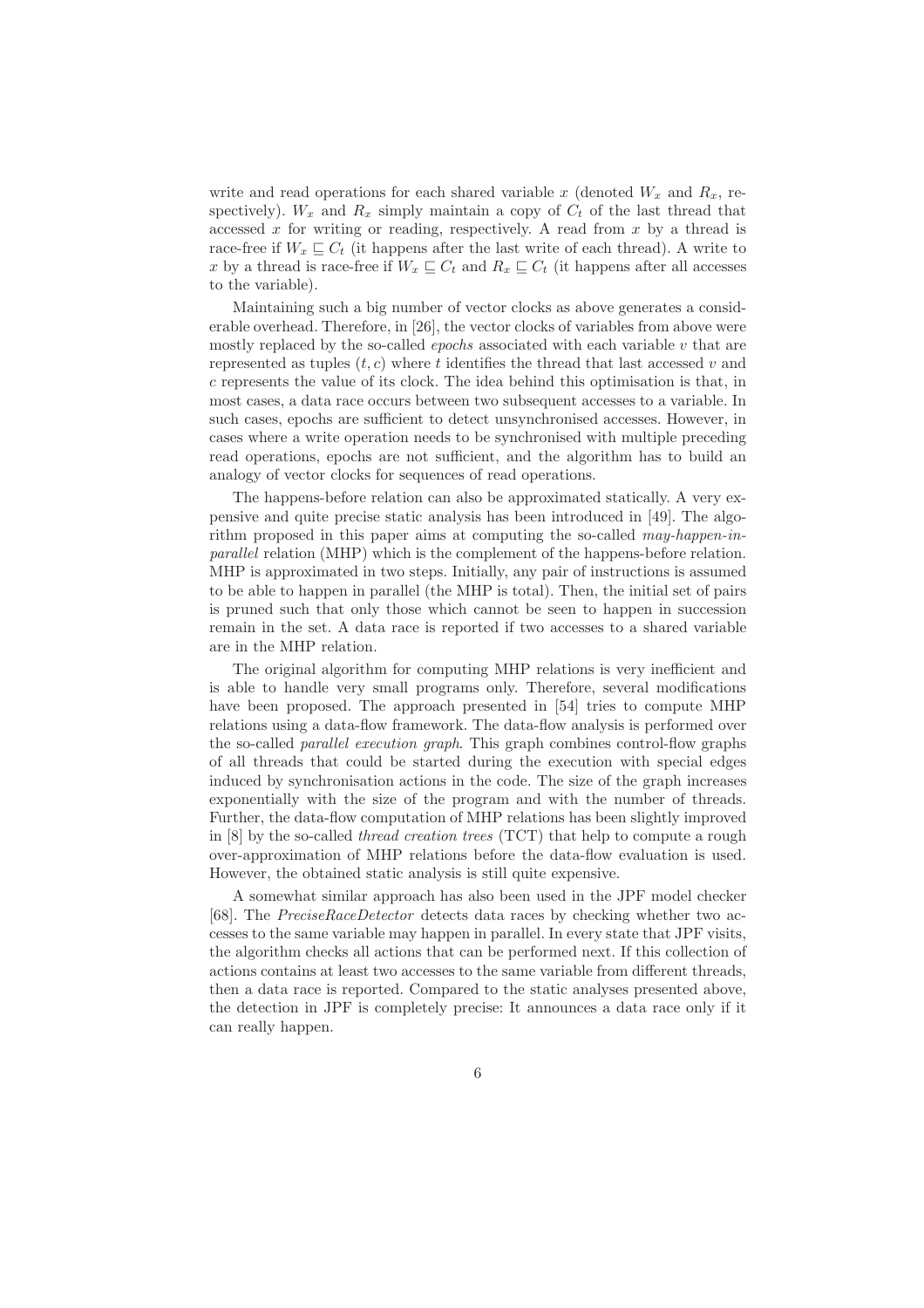write and read operations for each shared variable $x$ (denoted $W_x$ and $R_x$, respectively). $W_x$ and $R_x$ simply maintain a copy of $C_t$ of the last thread that accessed $x$ for writing or reading, respectively. A read from $x$ by a thread is race-free if $W_x \sqsubseteq C_t$ (it happens after the last write of each thread). A write to $x$ by a thread is race-free if $W_x \sqsubseteq C_t$ and $R_x \sqsubseteq C_t$ (it happens after all accesses to the variable).

Maintaining such a big number of vector clocks as above generates a considerable overhead. Therefore, in [26], the vector clocks of variables from above were mostly replaced by the so-called *epochs* associated with each variable $v$ that are represented as tuples $(t, c)$ where $t$ identifies the thread that last accessed $v$ and $c$ represents the value of its clock. The idea behind this optimisation is that, in most cases, a data race occurs between two subsequent accesses to a variable. In such cases, epochs are sufficient to detect unsynchronised accesses. However, in cases where a write operation needs to be synchronised with multiple preceding read operations, epochs are not sufficient, and the algorithm has to build an analogy of vector clocks for sequences of read operations.

The happens-before relation can also be approximated statically. A very expensive and quite precise static analysis has been introduced in [49]. The algorithm proposed in this paper aims at computing the so-called *may-happen-in-parallel* relation (MHP) which is the complement of the happens-before relation. MHP is approximated in two steps. Initially, any pair of instructions is assumed to be able to happen in parallel (the MHP is total). Then, the initial set of pairs is pruned such that only those which cannot be seen to happen in succession remain in the set. A data race is reported if two accesses to a shared variable are in the MHP relation.

The original algorithm for computing MHP relations is very inefficient and is able to handle very small programs only. Therefore, several modifications have been proposed. The approach presented in [54] tries to compute MHP relations using a data-flow framework. The data-flow analysis is performed over the so-called *parallel execution graph*. This graph combines control-flow graphs of all threads that could be started during the execution with special edges induced by synchronisation actions in the code. The size of the graph increases exponentially with the size of the program and with the number of threads. Further, the data-flow computation of MHP relations has been slightly improved in [8] by the so-called *thread creation trees* (TCT) that help to compute a rough over-approximation of MHP relations before the data-flow evaluation is used. However, the obtained static analysis is still quite expensive.

A somewhat similar approach has also been used in the JPF model checker [68]. The *PreciseRaceDetector* detects data races by checking whether two accesses to the same variable may happen in parallel. In every state that JPF visits, the algorithm checks all actions that can be performed next. If this collection of actions contains at least two accesses to the same variable from different threads, then a data race is reported. Compared to the static analyses presented above, the detection in JPF is completely precise: It announces a data race only if it can really happen.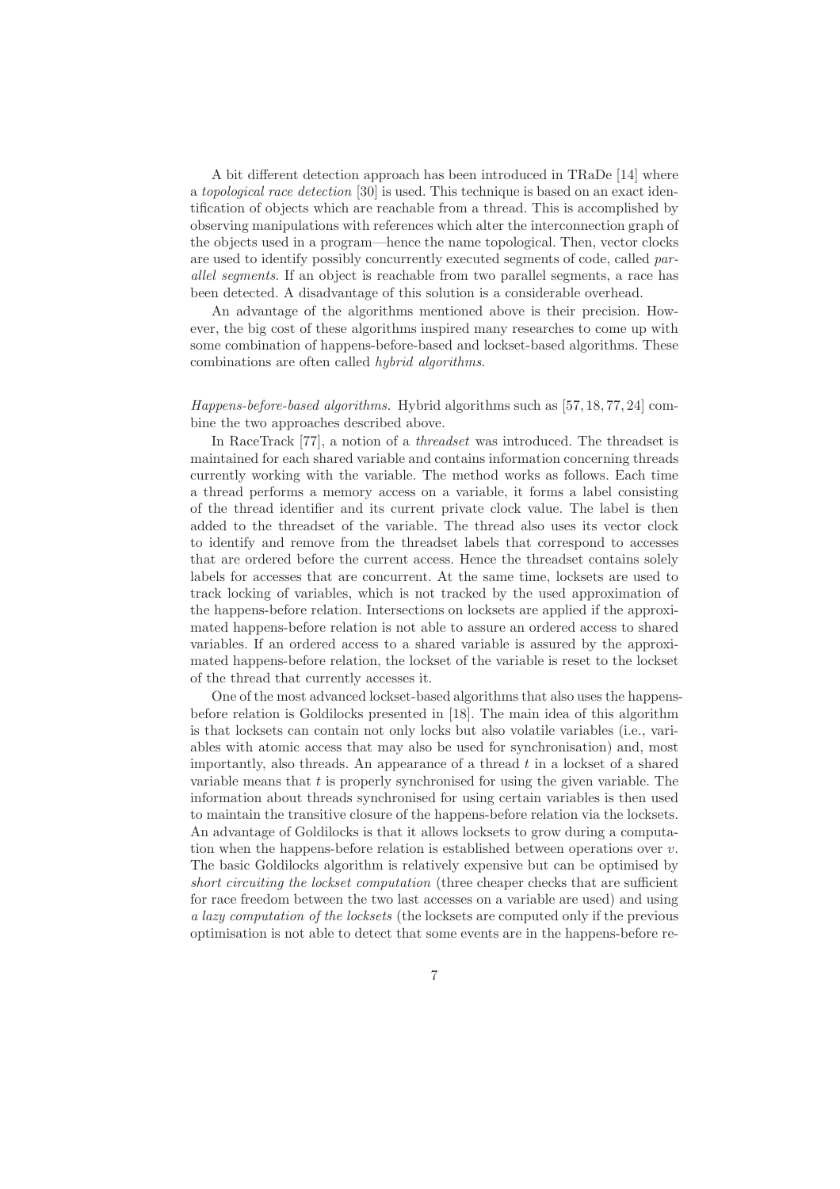A bit different detection approach has been introduced in TRaDe [14] where a *topological race detection* [30] is used. This technique is based on an exact identification of objects which are reachable from a thread. This is accomplished by observing manipulations with references which alter the interconnection graph of the objects used in a program—hence the name topological. Then, vector clocks are used to identify possibly concurrently executed segments of code, called *parallel segments*. If an object is reachable from two parallel segments, a race has been detected. A disadvantage of this solution is a considerable overhead.

An advantage of the algorithms mentioned above is their precision. However, the big cost of these algorithms inspired many researches to come up with some combination of happens-before-based and lockset-based algorithms. These combinations are often called *hybrid algorithms*.

*Happens-before-based algorithms.* Hybrid algorithms such as [57, 18, 77, 24] combine the two approaches described above.

In RaceTrack [77], a notion of a *threadset* was introduced. The threadset is maintained for each shared variable and contains information concerning threads currently working with the variable. The method works as follows. Each time a thread performs a memory access on a variable, it forms a label consisting of the thread identifier and its current private clock value. The label is then added to the threadset of the variable. The thread also uses its vector clock to identify and remove from the threadset labels that correspond to accesses that are ordered before the current access. Hence the threadset contains solely labels for accesses that are concurrent. At the same time, locksets are used to track locking of variables, which is not tracked by the used approximation of the happens-before relation. Intersections on locksets are applied if the approximated happens-before relation is not able to assure an ordered access to shared variables. If an ordered access to a shared variable is assured by the approximated happens-before relation, the lockset of the variable is reset to the lockset of the thread that currently accesses it.

One of the most advanced lockset-based algorithms that also uses the happens-before relation is Goldilocks presented in [18]. The main idea of this algorithm is that locksets can contain not only locks but also volatile variables (i.e., variables with atomic access that may also be used for synchronisation) and, most importantly, also threads. An appearance of a thread $t$ in a lockset of a shared variable means that $t$ is properly synchronised for using the given variable. The information about threads synchronised for using certain variables is then used to maintain the transitive closure of the happens-before relation via the locksets. An advantage of Goldilocks is that it allows locksets to grow during a computation when the happens-before relation is established between operations over $v$. The basic Goldilocks algorithm is relatively expensive but can be optimised by *short circuiting the lockset computation* (three cheaper checks that are sufficient for race freedom between the two last accesses on a variable are used) and using *a lazy computation of the locksets* (the locksets are computed only if the previous optimisation is not able to detect that some events are in the happens-before re-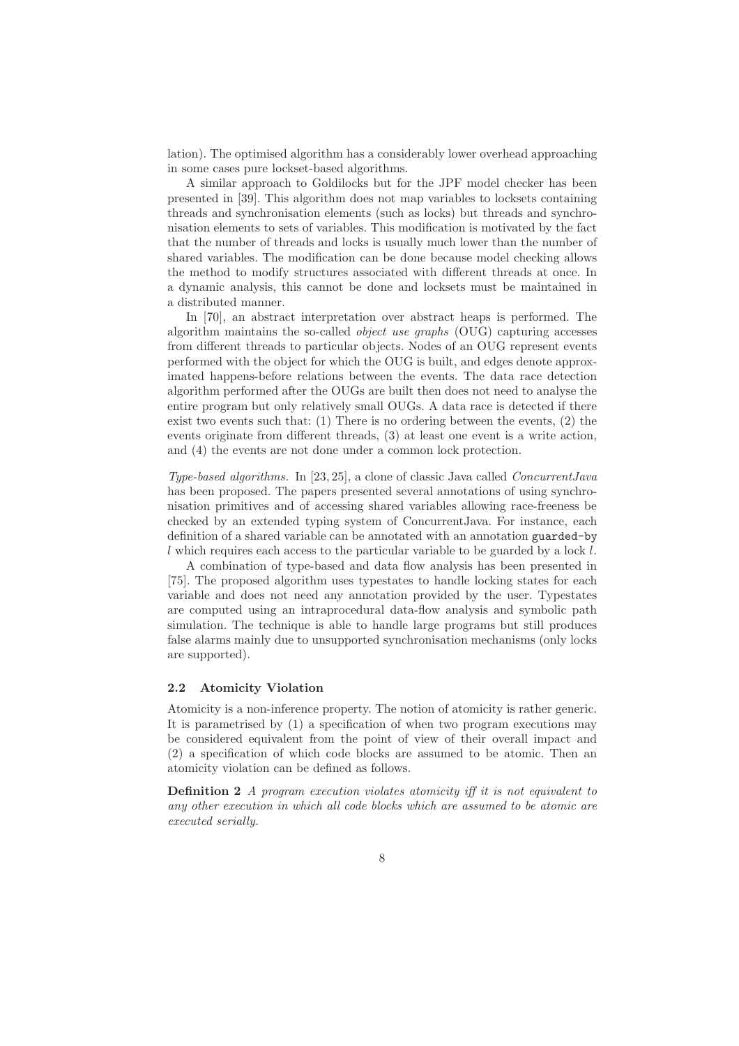lation). The optimised algorithm has a considerably lower overhead approaching in some cases pure lockset-based algorithms.

A similar approach to Goldilocks but for the JPF model checker has been presented in [39]. This algorithm does not map variables to locksets containing threads and synchronisation elements (such as locks) but threads and synchronisation elements to sets of variables. This modification is motivated by the fact that the number of threads and locks is usually much lower than the number of shared variables. The modification can be done because model checking allows the method to modify structures associated with different threads at once. In a dynamic analysis, this cannot be done and locksets must be maintained in a distributed manner.

In [70], an abstract interpretation over abstract heaps is performed. The algorithm maintains the so-called *object use graphs* (OUG) capturing accesses from different threads to particular objects. Nodes of an OUG represent events performed with the object for which the OUG is built, and edges denote approximated happens-before relations between the events. The data race detection algorithm performed after the OUGs are built then does not need to analyse the entire program but only relatively small OUGs. A data race is detected if there exist two events such that: (1) There is no ordering between the events, (2) the events originate from different threads, (3) at least one event is a write action, and (4) the events are not done under a common lock protection.

*Type-based algorithms.* In [23, 25], a clone of classic Java called *ConcurrentJava* has been proposed. The papers presented several annotations of using synchronisation primitives and of accessing shared variables allowing race-freeness be checked by an extended typing system of ConcurrentJava. For instance, each definition of a shared variable can be annotated with an annotation `guarded-by` $l$ which requires each access to the particular variable to be guarded by a lock $l$.

A combination of type-based and data flow analysis has been presented in [75]. The proposed algorithm uses typestates to handle locking states for each variable and does not need any annotation provided by the user. Typestates are computed using an intraprocedural data-flow analysis and symbolic path simulation. The technique is able to handle large programs but still produces false alarms mainly due to unsupported synchronisation mechanisms (only locks are supported).

### 2.2 Atomicity Violation

Atomicity is a non-inference property. The notion of atomicity is rather generic. It is parametrised by (1) a specification of when two program executions may be considered equivalent from the point of view of their overall impact and (2) a specification of which code blocks are assumed to be atomic. Then an atomicity violation can be defined as follows.

**Definition 2** *A program execution violates atomicity iff it is not equivalent to any other execution in which all code blocks which are assumed to be atomic are executed serially.*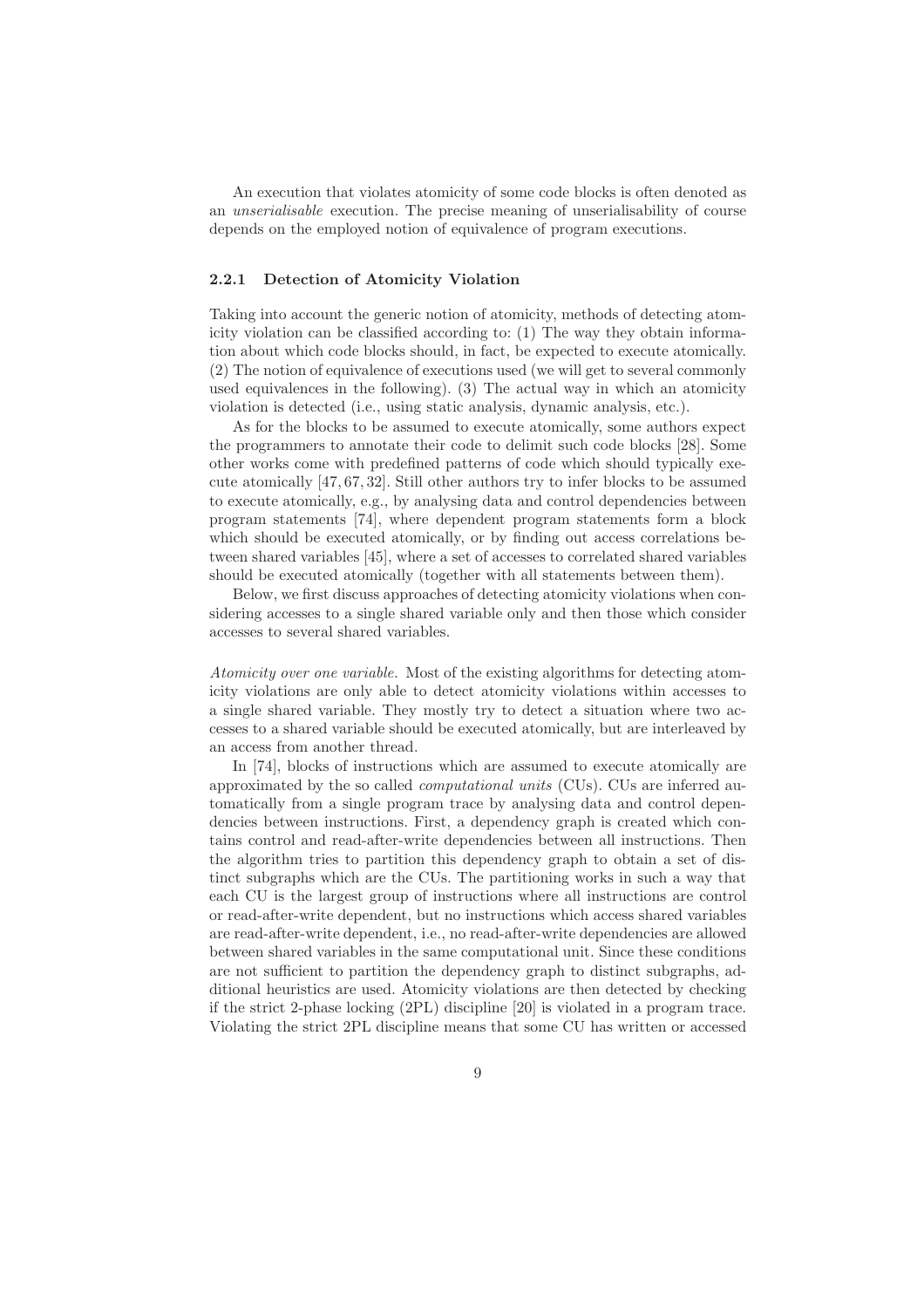An execution that violates atomicity of some code blocks is often denoted as an *unserialisable* execution. The precise meaning of unserialisability of course depends on the employed notion of equivalence of program executions.

### 2.2.1 Detection of Atomicity Violation

Taking into account the generic notion of atomicity, methods of detecting atomicity violation can be classified according to: (1) The way they obtain information about which code blocks should, in fact, be expected to execute atomically. (2) The notion of equivalence of executions used (we will get to several commonly used equivalences in the following). (3) The actual way in which an atomicity violation is detected (i.e., using static analysis, dynamic analysis, etc.).

As for the blocks to be assumed to execute atomically, some authors expect the programmers to annotate their code to delimit such code blocks [28]. Some other works come with predefined patterns of code which should typically execute atomically [47, 67, 32]. Still other authors try to infer blocks to be assumed to execute atomically, e.g., by analysing data and control dependencies between program statements [74], where dependent program statements form a block which should be executed atomically, or by finding out access correlations between shared variables [45], where a set of accesses to correlated shared variables should be executed atomically (together with all statements between them).

Below, we first discuss approaches of detecting atomicity violations when considering accesses to a single shared variable only and then those which consider accesses to several shared variables.

*Atomicity over one variable.* Most of the existing algorithms for detecting atomicity violations are only able to detect atomicity violations within accesses to a single shared variable. They mostly try to detect a situation where two accesses to a shared variable should be executed atomically, but are interleaved by an access from another thread.

In [74], blocks of instructions which are assumed to execute atomically are approximated by the so called *computational units* (CUs). CUs are inferred automatically from a single program trace by analysing data and control dependencies between instructions. First, a dependency graph is created which contains control and read-after-write dependencies between all instructions. Then the algorithm tries to partition this dependency graph to obtain a set of distinct subgraphs which are the CUs. The partitioning works in such a way that each CU is the largest group of instructions where all instructions are control or read-after-write dependent, but no instructions which access shared variables are read-after-write dependent, i.e., no read-after-write dependencies are allowed between shared variables in the same computational unit. Since these conditions are not sufficient to partition the dependency graph to distinct subgraphs, additional heuristics are used. Atomicity violations are then detected by checking if the strict 2-phase locking (2PL) discipline [20] is violated in a program trace. Violating the strict 2PL discipline means that some CU has written or accessed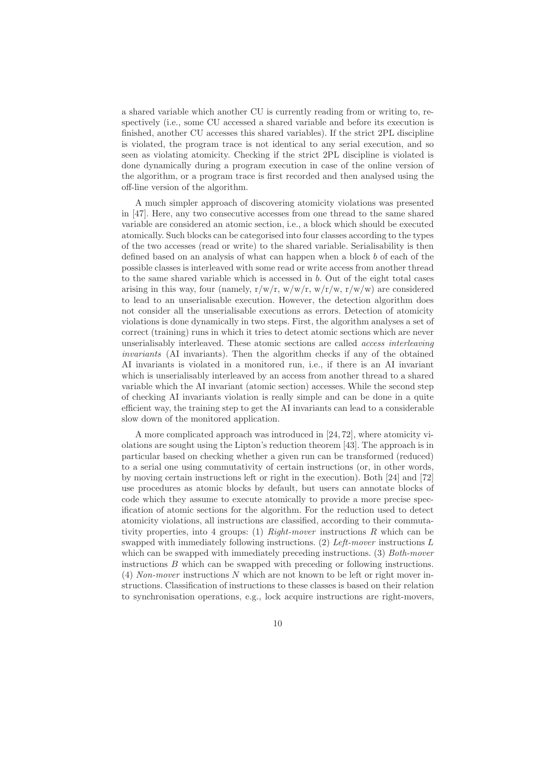a shared variable which another CU is currently reading from or writing to, respectively (i.e., some CU accessed a shared variable and before its execution is finished, another CU accesses this shared variables). If the strict 2PL discipline is violated, the program trace is not identical to any serial execution, and so seen as violating atomicity. Checking if the strict 2PL discipline is violated is done dynamically during a program execution in case of the online version of the algorithm, or a program trace is first recorded and then analysed using the off-line version of the algorithm.

A much simpler approach of discovering atomicity violations was presented in [47]. Here, any two consecutive accesses from one thread to the same shared variable are considered an atomic section, i.e., a block which should be executed atomically. Such blocks can be categorised into four classes according to the types of the two accesses (read or write) to the shared variable. Serialisability is then defined based on an analysis of what can happen when a block $b$ of each of the possible classes is interleaved with some read or write access from another thread to the same shared variable which is accessed in $b$. Out of the eight total cases arising in this way, four (namely, r/w/r, w/w/r, w/r/w, r/w/w) are considered to lead to an unserialisable execution. However, the detection algorithm does not consider all the unserialisable executions as errors. Detection of atomicity violations is done dynamically in two steps. First, the algorithm analyses a set of correct (training) runs in which it tries to detect atomic sections which are never unserialisably interleaved. These atomic sections are called *access interleaving invariants* (AI invariants). Then the algorithm checks if any of the obtained AI invariants is violated in a monitored run, i.e., if there is an AI invariant which is unserialisably interleaved by an access from another thread to a shared variable which the AI invariant (atomic section) accesses. While the second step of checking AI invariants violation is really simple and can be done in a quite efficient way, the training step to get the AI invariants can lead to a considerable slow down of the monitored application.

A more complicated approach was introduced in [24, 72], where atomicity violations are sought using the Lipton's reduction theorem [43]. The approach is in particular based on checking whether a given run can be transformed (reduced) to a serial one using commutativity of certain instructions (or, in other words, by moving certain instructions left or right in the execution). Both [24] and [72] use procedures as atomic blocks by default, but users can annotate blocks of code which they assume to execute atomically to provide a more precise specification of atomic sections for the algorithm. For the reduction used to detect atomicity violations, all instructions are classified, according to their commutativity properties, into 4 groups: (1) *Right-mover* instructions $R$ which can be swapped with immediately following instructions. (2) *Left-mover* instructions $L$ which can be swapped with immediately preceding instructions. (3) *Both-mover* instructions $B$ which can be swapped with preceding or following instructions. (4) *Non-mover* instructions $N$ which are not known to be left or right mover instructions. Classification of instructions to these classes is based on their relation to synchronisation operations, e.g., lock acquire instructions are right-movers,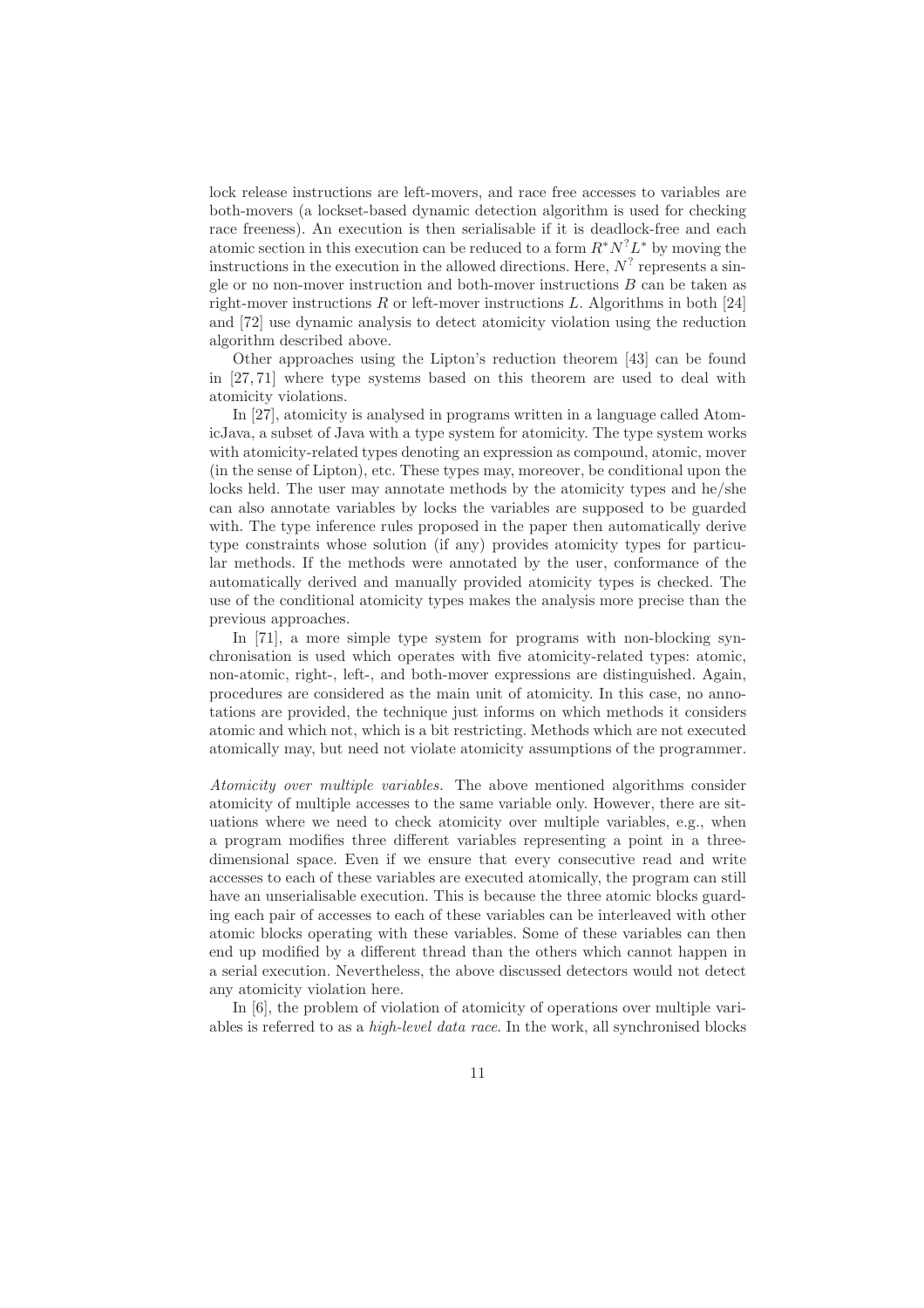lock release instructions are left-movers, and race free accesses to variables are both-movers (a lockset-based dynamic detection algorithm is used for checking race freeness). An execution is then serialisable if it is deadlock-free and each atomic section in this execution can be reduced to a form $R^*N^?L^*$ by moving the instructions in the execution in the allowed directions. Here, $N^?$ represents a single or no non-mover instruction and both-mover instructions $B$ can be taken as right-mover instructions $R$ or left-mover instructions $L$. Algorithms in both [24] and [72] use dynamic analysis to detect atomicity violation using the reduction algorithm described above.

Other approaches using the Lipton's reduction theorem [43] can be found in [27, 71] where type systems based on this theorem are used to deal with atomicity violations.

In [27], atomicity is analysed in programs written in a language called AtomicJava, a subset of Java with a type system for atomicity. The type system works with atomicity-related types denoting an expression as compound, atomic, mover (in the sense of Lipton), etc. These types may, moreover, be conditional upon the locks held. The user may annotate methods by the atomicity types and he/she can also annotate variables by locks the variables are supposed to be guarded with. The type inference rules proposed in the paper then automatically derive type constraints whose solution (if any) provides atomicity types for particular methods. If the methods were annotated by the user, conformance of the automatically derived and manually provided atomicity types is checked. The use of the conditional atomicity types makes the analysis more precise than the previous approaches.

In [71], a more simple type system for programs with non-blocking synchronisation is used which operates with five atomicity-related types: atomic, non-atomic, right-, left-, and both-mover expressions are distinguished. Again, procedures are considered as the main unit of atomicity. In this case, no annotations are provided, the technique just informs on which methods it considers atomic and which not, which is a bit restricting. Methods which are not executed atomically may, but need not violate atomicity assumptions of the programmer.

*Atomicity over multiple variables.* The above mentioned algorithms consider atomicity of multiple accesses to the same variable only. However, there are situations where we need to check atomicity over multiple variables, e.g., when a program modifies three different variables representing a point in a three-dimensional space. Even if we ensure that every consecutive read and write accesses to each of these variables are executed atomically, the program can still have an unserialisable execution. This is because the three atomic blocks guarding each pair of accesses to each of these variables can be interleaved with other atomic blocks operating with these variables. Some of these variables can then end up modified by a different thread than the others which cannot happen in a serial execution. Nevertheless, the above discussed detectors would not detect any atomicity violation here.

In [6], the problem of violation of atomicity of operations over multiple variables is referred to as a *high-level data race*. In the work, all synchronised blocks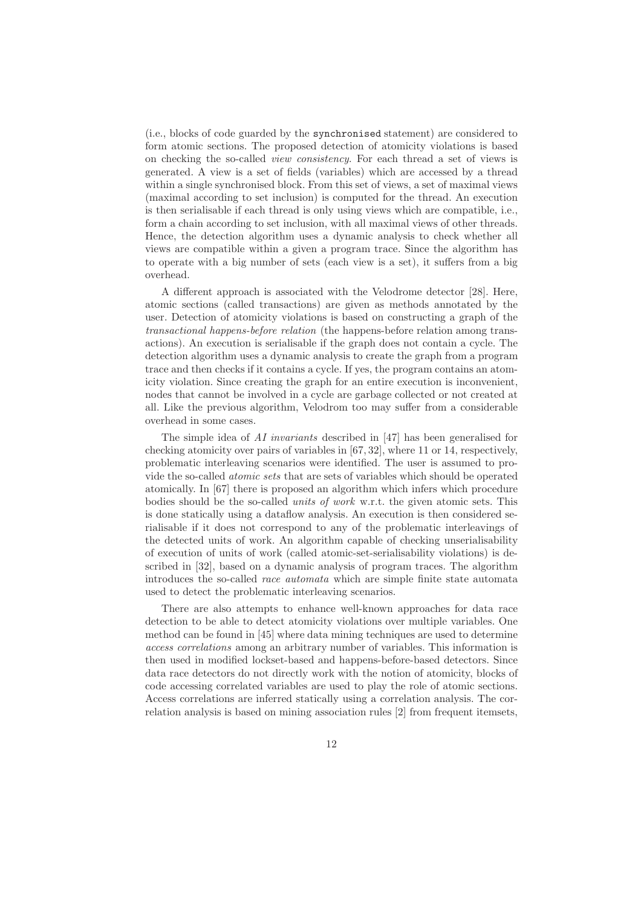(i.e., blocks of code guarded by the `synchronised` statement) are considered to form atomic sections. The proposed detection of atomicity violations is based on checking the so-called *view consistency*. For each thread a set of views is generated. A view is a set of fields (variables) which are accessed by a thread within a single synchronised block. From this set of views, a set of maximal views (maximal according to set inclusion) is computed for the thread. An execution is then serialisable if each thread is only using views which are compatible, i.e., form a chain according to set inclusion, with all maximal views of other threads. Hence, the detection algorithm uses a dynamic analysis to check whether all views are compatible within a given a program trace. Since the algorithm has to operate with a big number of sets (each view is a set), it suffers from a big overhead.

A different approach is associated with the Velodrome detector [28]. Here, atomic sections (called transactions) are given as methods annotated by the user. Detection of atomicity violations is based on constructing a graph of the *transactional happens-before relation* (the happens-before relation among transactions). An execution is serialisable if the graph does not contain a cycle. The detection algorithm uses a dynamic analysis to create the graph from a program trace and then checks if it contains a cycle. If yes, the program contains an atomicity violation. Since creating the graph for an entire execution is inconvenient, nodes that cannot be involved in a cycle are garbage collected or not created at all. Like the previous algorithm, Velodrom too may suffer from a considerable overhead in some cases.

The simple idea of *AI invariants* described in [47] has been generalised for checking atomicity over pairs of variables in [67, 32], where 11 or 14, respectively, problematic interleaving scenarios were identified. The user is assumed to provide the so-called *atomic sets* that are sets of variables which should be operated atomically. In [67] there is proposed an algorithm which infers which procedure bodies should be the so-called *units of work* w.r.t. the given atomic sets. This is done statically using a dataflow analysis. An execution is then considered serialisable if it does not correspond to any of the problematic interleavings of the detected units of work. An algorithm capable of checking unserialisability of execution of units of work (called atomic-set-serialisability violations) is described in [32], based on a dynamic analysis of program traces. The algorithm introduces the so-called *race automata* which are simple finite state automata used to detect the problematic interleaving scenarios.

There are also attempts to enhance well-known approaches for data race detection to be able to detect atomicity violations over multiple variables. One method can be found in [45] where data mining techniques are used to determine *access correlations* among an arbitrary number of variables. This information is then used in modified lockset-based and happens-before-based detectors. Since data race detectors do not directly work with the notion of atomicity, blocks of code accessing correlated variables are used to play the role of atomic sections. Access correlations are inferred statically using a correlation analysis. The correlation analysis is based on mining association rules [2] from frequent itemsets,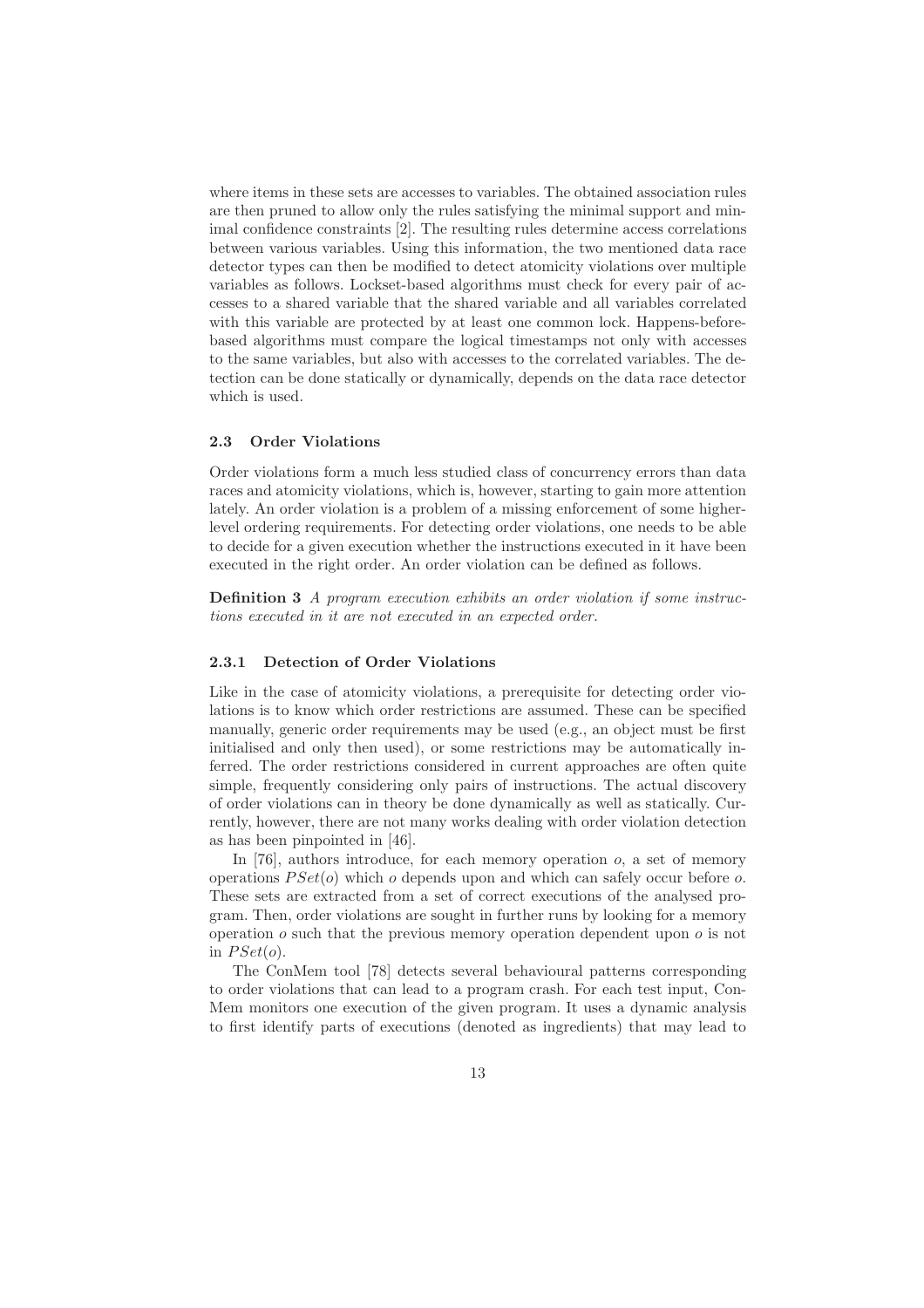where items in these sets are accesses to variables. The obtained association rules are then pruned to allow only the rules satisfying the minimal support and minimal confidence constraints [2]. The resulting rules determine access correlations between various variables. Using this information, the two mentioned data race detector types can then be modified to detect atomicity violations over multiple variables as follows. Lockset-based algorithms must check for every pair of accesses to a shared variable that the shared variable and all variables correlated with this variable are protected by at least one common lock. Happens-before-based algorithms must compare the logical timestamps not only with accesses to the same variables, but also with accesses to the correlated variables. The detection can be done statically or dynamically, depends on the data race detector which is used.

### 2.3 Order Violations

Order violations form a much less studied class of concurrency errors than data races and atomicity violations, which is, however, starting to gain more attention lately. An order violation is a problem of a missing enforcement of some higher-level ordering requirements. For detecting order violations, one needs to be able to decide for a given execution whether the instructions executed in it have been executed in the right order. An order violation can be defined as follows.

**Definition 3** *A program execution exhibits an order violation if some instructions executed in it are not executed in an expected order.*

#### 2.3.1 Detection of Order Violations

Like in the case of atomicity violations, a prerequisite for detecting order violations is to know which order restrictions are assumed. These can be specified manually, generic order requirements may be used (e.g., an object must be first initialised and only then used), or some restrictions may be automatically inferred. The order restrictions considered in current approaches are often quite simple, frequently considering only pairs of instructions. The actual discovery of order violations can in theory be done dynamically as well as statically. Currently, however, there are not many works dealing with order violation detection as has been pinpointed in [46].

In [76], authors introduce, for each memory operation $o$, a set of memory operations $PSet(o)$ which $o$ depends upon and which can safely occur before $o$. These sets are extracted from a set of correct executions of the analysed program. Then, order violations are sought in further runs by looking for a memory operation $o$ such that the previous memory operation dependent upon $o$ is not in $PSet(o)$.

The ConMem tool [78] detects several behavioural patterns corresponding to order violations that can lead to a program crash. For each test input, ConMem monitors one execution of the given program. It uses a dynamic analysis to first identify parts of executions (denoted as ingredients) that may lead to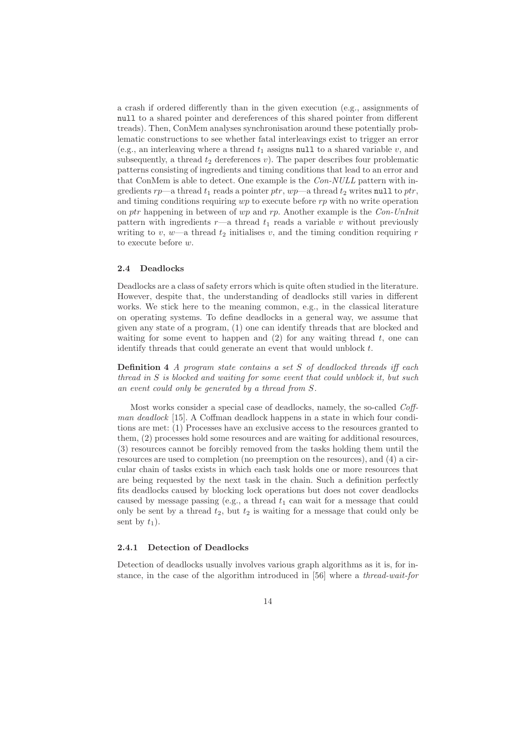a crash if ordered differently than in the given execution (e.g., assignments of `null` to a shared pointer and dereferences of this shared pointer from different treads). Then, ConMem analyses synchronisation around these potentially problematic constructions to see whether fatal interleavings exist to trigger an error (e.g., an interleaving where a thread $t_1$ assigns `null` to a shared variable $v$, and subsequently, a thread $t_2$ dereferences $v$). The paper describes four problematic patterns consisting of ingredients and timing conditions that lead to an error and that ConMem is able to detect. One example is the *Con-NULL* pattern with ingredients $rp$—a thread $t_1$ reads a pointer $ptr$, $wp$—a thread $t_2$ writes `null` to $ptr$, and timing conditions requiring $wp$ to execute before $rp$ with no write operation on $ptr$ happening in between of $wp$ and $rp$. Another example is the *Con-UnInit* pattern with ingredients $r$—a thread $t_1$ reads a variable $v$ without previously writing to $v$, $w$—a thread $t_2$ initialises $v$, and the timing condition requiring $r$ to execute before $w$.

### 2.4 Deadlocks

Deadlocks are a class of safety errors which is quite often studied in the literature. However, despite that, the understanding of deadlocks still varies in different works. We stick here to the meaning common, e.g., in the classical literature on operating systems. To define deadlocks in a general way, we assume that given any state of a program, (1) one can identify threads that are blocked and waiting for some event to happen and (2) for any waiting thread $t$, one can identify threads that could generate an event that would unblock $t$.

**Definition 4** *A program state contains a set $S$ of deadlocked threads iff each thread in $S$ is blocked and waiting for some event that could unblock it, but such an event could only be generated by a thread from $S$.*

Most works consider a special case of deadlocks, namely, the so-called *Coffman deadlock* [15]. A Coffman deadlock happens in a state in which four conditions are met: (1) Processes have an exclusive access to the resources granted to them, (2) processes hold some resources and are waiting for additional resources, (3) resources cannot be forcibly removed from the tasks holding them until the resources are used to completion (no preemption on the resources), and (4) a circular chain of tasks exists in which each task holds one or more resources that are being requested by the next task in the chain. Such a definition perfectly fits deadlocks caused by blocking lock operations but does not cover deadlocks caused by message passing (e.g., a thread $t_1$ can wait for a message that could only be sent by a thread $t_2$, but $t_2$ is waiting for a message that could only be sent by $t_1$).

#### 2.4.1 Detection of Deadlocks

Detection of deadlocks usually involves various graph algorithms as it is, for instance, in the case of the algorithm introduced in [56] where a *thread-wait-for*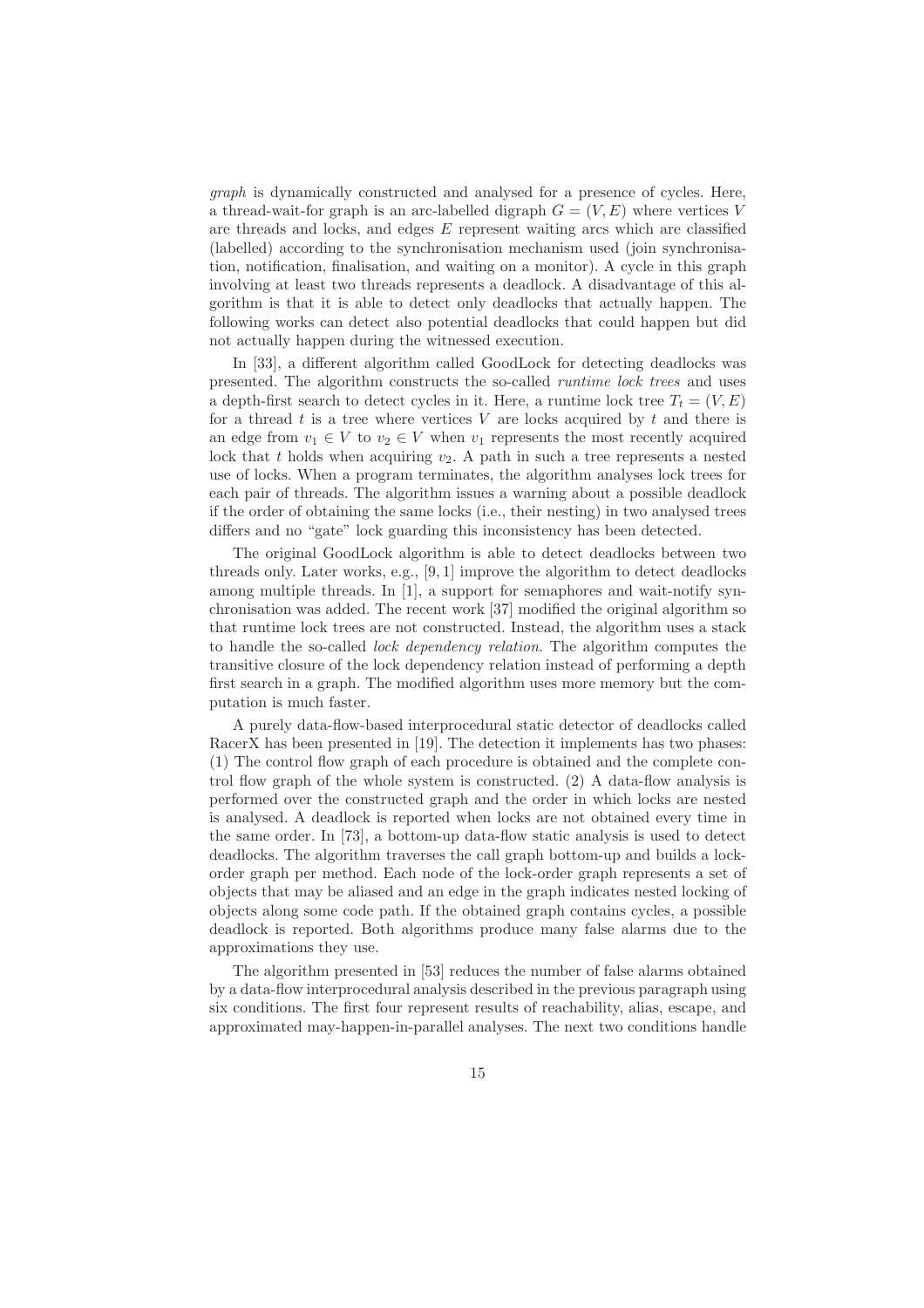*graph* is dynamically constructed and analysed for a presence of cycles. Here, a thread-wait-for graph is an arc-labelled digraph $G = (V, E)$ where vertices $V$ are threads and locks, and edges $E$ represent waiting arcs which are classified (labelled) according to the synchronisation mechanism used (join synchronisation, notification, finalisation, and waiting on a monitor). A cycle in this graph involving at least two threads represents a deadlock. A disadvantage of this algorithm is that it is able to detect only deadlocks that actually happen. The following works can detect also potential deadlocks that could happen but did not actually happen during the witnessed execution.

In [33], a different algorithm called GoodLock for detecting deadlocks was presented. The algorithm constructs the so-called *runtime lock trees* and uses a depth-first search to detect cycles in it. Here, a runtime lock tree $T_t = (V, E)$ for a thread $t$ is a tree where vertices $V$ are locks acquired by $t$ and there is an edge from $v_1 \in V$ to $v_2 \in V$ when $v_1$ represents the most recently acquired lock that $t$ holds when acquiring $v_2$. A path in such a tree represents a nested use of locks. When a program terminates, the algorithm analyses lock trees for each pair of threads. The algorithm issues a warning about a possible deadlock if the order of obtaining the same locks (i.e., their nesting) in two analysed trees differs and no "gate" lock guarding this inconsistency has been detected.

The original GoodLock algorithm is able to detect deadlocks between two threads only. Later works, e.g., [9, 1] improve the algorithm to detect deadlocks among multiple threads. In [1], a support for semaphores and wait-notify synchronisation was added. The recent work [37] modified the original algorithm so that runtime lock trees are not constructed. Instead, the algorithm uses a stack to handle the so-called *lock dependency relation*. The algorithm computes the transitive closure of the lock dependency relation instead of performing a depth first search in a graph. The modified algorithm uses more memory but the computation is much faster.

A purely data-flow-based interprocedural static detector of deadlocks called RacerX has been presented in [19]. The detection it implements has two phases: (1) The control flow graph of each procedure is obtained and the complete control flow graph of the whole system is constructed. (2) A data-flow analysis is performed over the constructed graph and the order in which locks are nested is analysed. A deadlock is reported when locks are not obtained every time in the same order. In [73], a bottom-up data-flow static analysis is used to detect deadlocks. The algorithm traverses the call graph bottom-up and builds a lock-order graph per method. Each node of the lock-order graph represents a set of objects that may be aliased and an edge in the graph indicates nested locking of objects along some code path. If the obtained graph contains cycles, a possible deadlock is reported. Both algorithms produce many false alarms due to the approximations they use.

The algorithm presented in [53] reduces the number of false alarms obtained by a data-flow interprocedural analysis described in the previous paragraph using six conditions. The first four represent results of reachability, alias, escape, and approximated may-happen-in-parallel analyses. The next two conditions handle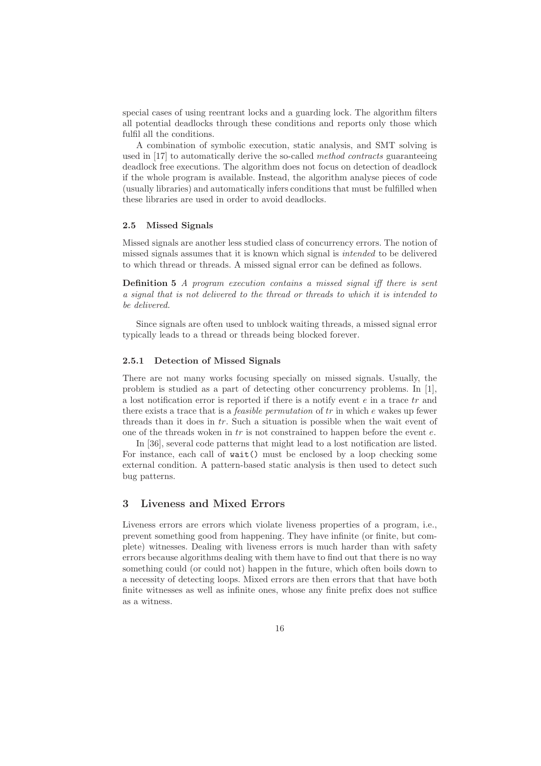special cases of using reentrant locks and a guarding lock. The algorithm filters all potential deadlocks through these conditions and reports only those which fulfil all the conditions.

A combination of symbolic execution, static analysis, and SMT solving is used in [17] to automatically derive the so-called *method contracts* guaranteeing deadlock free executions. The algorithm does not focus on detection of deadlock if the whole program is available. Instead, the algorithm analyse pieces of code (usually libraries) and automatically infers conditions that must be fulfilled when these libraries are used in order to avoid deadlocks.

### 2.5 Missed Signals

Missed signals are another less studied class of concurrency errors. The notion of missed signals assumes that it is known which signal is *intended* to be delivered to which thread or threads. A missed signal error can be defined as follows.

**Definition 5** *A program execution contains a missed signal iff there is sent a signal that is not delivered to the thread or threads to which it is intended to be delivered.*

Since signals are often used to unblock waiting threads, a missed signal error typically leads to a thread or threads being blocked forever.

#### 2.5.1 Detection of Missed Signals

There are not many works focusing specially on missed signals. Usually, the problem is studied as a part of detecting other concurrency problems. In [1], a lost notification error is reported if there is a notify event $e$ in a trace $tr$ and there exists a trace that is a *feasible permutation* of $tr$ in which $e$ wakes up fewer threads than it does in $tr$. Such a situation is possible when the wait event of one of the threads woken in $tr$ is not constrained to happen before the event $e$.

In [36], several code patterns that might lead to a lost notification are listed. For instance, each call of `wait()` must be enclosed by a loop checking some external condition. A pattern-based static analysis is then used to detect such bug patterns.

## 3 Liveness and Mixed Errors

Liveness errors are errors which violate liveness properties of a program, i.e., prevent something good from happening. They have infinite (or finite, but complete) witnesses. Dealing with liveness errors is much harder than with safety errors because algorithms dealing with them have to find out that there is no way something could (or could not) happen in the future, which often boils down to a necessity of detecting loops. Mixed errors are then errors that that have both finite witnesses as well as infinite ones, whose any finite prefix does not suffice as a witness.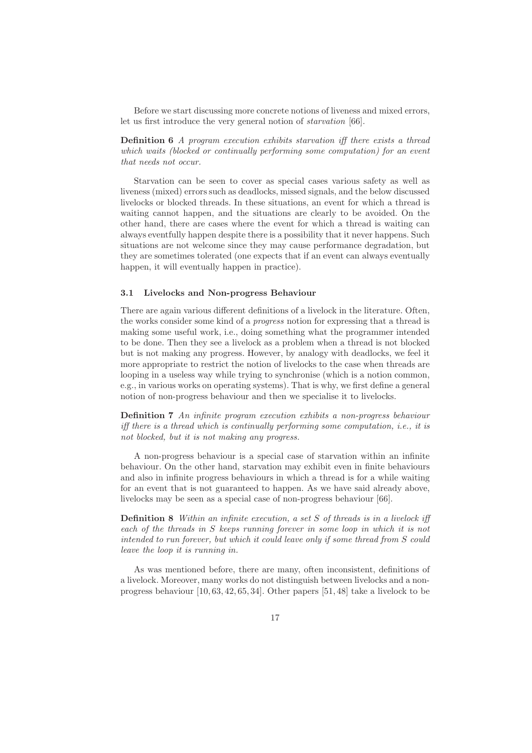Before we start discussing more concrete notions of liveness and mixed errors, let us first introduce the very general notion of *starvation* [66].

**Definition 6** *A program execution exhibits starvation iff there exists a thread which waits (blocked or continually performing some computation) for an event that needs not occur.*

Starvation can be seen to cover as special cases various safety as well as liveness (mixed) errors such as deadlocks, missed signals, and the below discussed livelocks or blocked threads. In these situations, an event for which a thread is waiting cannot happen, and the situations are clearly to be avoided. On the other hand, there are cases where the event for which a thread is waiting can always eventfully happen despite there is a possibility that it never happens. Such situations are not welcome since they may cause performance degradation, but they are sometimes tolerated (one expects that if an event can always eventually happen, it will eventually happen in practice).

### 3.1 Livelocks and Non-progress Behaviour

There are again various different definitions of a livelock in the literature. Often, the works consider some kind of a *progress* notion for expressing that a thread is making some useful work, i.e., doing something what the programmer intended to be done. Then they see a livelock as a problem when a thread is not blocked but is not making any progress. However, by analogy with deadlocks, we feel it more appropriate to restrict the notion of livelocks to the case when threads are looping in a useless way while trying to synchronise (which is a notion common, e.g., in various works on operating systems). That is why, we first define a general notion of non-progress behaviour and then we specialise it to livelocks.

**Definition 7** *An infinite program execution exhibits a non-progress behaviour iff there is a thread which is continually performing some computation, i.e., it is not blocked, but it is not making any progress.*

A non-progress behaviour is a special case of starvation within an infinite behaviour. On the other hand, starvation may exhibit even in finite behaviours and also in infinite progress behaviours in which a thread is for a while waiting for an event that is not guaranteed to happen. As we have said already above, livelocks may be seen as a special case of non-progress behaviour [66].

**Definition 8** *Within an infinite execution, a set $S$ of threads is in a livelock iff each of the threads in $S$ keeps running forever in some loop in which it is not intended to run forever, but which it could leave only if some thread from $S$ could leave the loop it is running in.*

As was mentioned before, there are many, often inconsistent, definitions of a livelock. Moreover, many works do not distinguish between livelocks and a non-progress behaviour [10, 63, 42, 65, 34]. Other papers [51, 48] take a livelock to be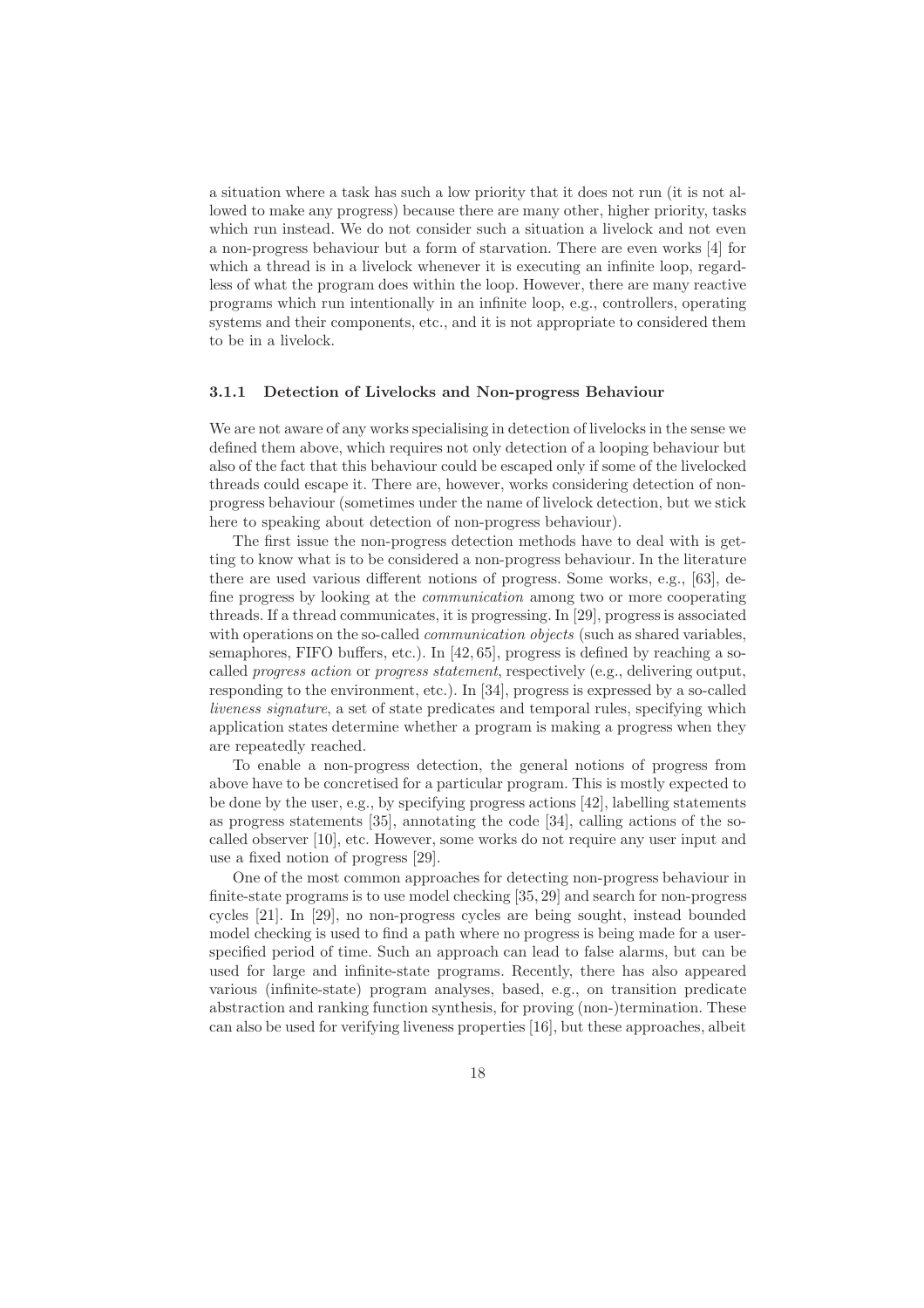a situation where a task has such a low priority that it does not run (it is not allowed to make any progress) because there are many other, higher priority, tasks which run instead. We do not consider such a situation a livelock and not even a non-progress behaviour but a form of starvation. There are even works [4] for which a thread is in a livelock whenever it is executing an infinite loop, regardless of what the program does within the loop. However, there are many reactive programs which run intentionally in an infinite loop, e.g., controllers, operating systems and their components, etc., and it is not appropriate to considered them to be in a livelock.

### 3.1.1 Detection of Livelocks and Non-progress Behaviour

We are not aware of any works specialising in detection of livelocks in the sense we defined them above, which requires not only detection of a looping behaviour but also of the fact that this behaviour could be escaped only if some of the livelocked threads could escape it. There are, however, works considering detection of non-progress behaviour (sometimes under the name of livelock detection, but we stick here to speaking about detection of non-progress behaviour).

The first issue the non-progress detection methods have to deal with is getting to know what is to be considered a non-progress behaviour. In the literature there are used various different notions of progress. Some works, e.g., [63], define progress by looking at the *communication* among two or more cooperating threads. If a thread communicates, it is progressing. In [29], progress is associated with operations on the so-called *communication objects* (such as shared variables, semaphores, FIFO buffers, etc.). In [42, 65], progress is defined by reaching a so-called *progress action* or *progress statement*, respectively (e.g., delivering output, responding to the environment, etc.). In [34], progress is expressed by a so-called *liveness signature*, a set of state predicates and temporal rules, specifying which application states determine whether a program is making a progress when they are repeatedly reached.

To enable a non-progress detection, the general notions of progress from above have to be concretised for a particular program. This is mostly expected to be done by the user, e.g., by specifying progress actions [42], labelling statements as progress statements [35], annotating the code [34], calling actions of the so-called observer [10], etc. However, some works do not require any user input and use a fixed notion of progress [29].

One of the most common approaches for detecting non-progress behaviour in finite-state programs is to use model checking [35, 29] and search for non-progress cycles [21]. In [29], no non-progress cycles are being sought, instead bounded model checking is used to find a path where no progress is being made for a user-specified period of time. Such an approach can lead to false alarms, but can be used for large and infinite-state programs. Recently, there has also appeared various (infinite-state) program analyses, based, e.g., on transition predicate abstraction and ranking function synthesis, for proving (non-)termination. These can also be used for verifying liveness properties [16], but these approaches, albeit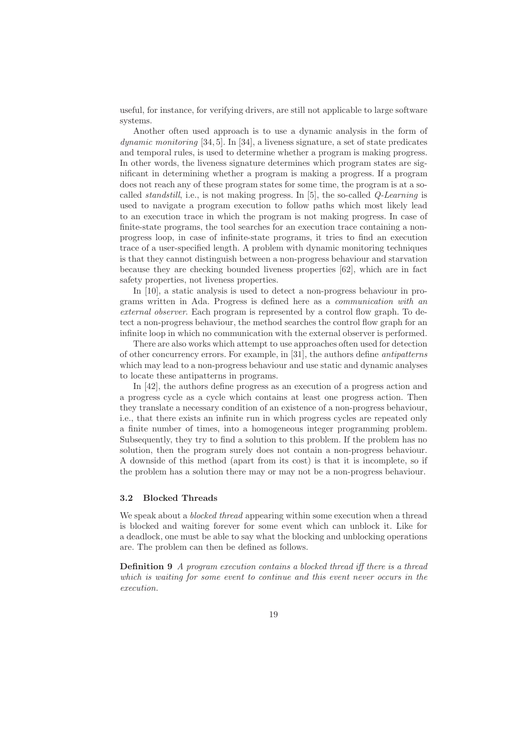useful, for instance, for verifying drivers, are still not applicable to large software systems.

Another often used approach is to use a dynamic analysis in the form of *dynamic monitoring* [34, 5]. In [34], a liveness signature, a set of state predicates and temporal rules, is used to determine whether a program is making progress. In other words, the liveness signature determines which program states are significant in determining whether a program is making a progress. If a program does not reach any of these program states for some time, the program is at a so-called *standstill*, i.e., is not making progress. In [5], the so-called *Q-Learning* is used to navigate a program execution to follow paths which most likely lead to an execution trace in which the program is not making progress. In case of finite-state programs, the tool searches for an execution trace containing a non-progress loop, in case of infinite-state programs, it tries to find an execution trace of a user-specified length. A problem with dynamic monitoring techniques is that they cannot distinguish between a non-progress behaviour and starvation because they are checking bounded liveness properties [62], which are in fact safety properties, not liveness properties.

In [10], a static analysis is used to detect a non-progress behaviour in programs written in Ada. Progress is defined here as a *communication with an external observer*. Each program is represented by a control flow graph. To detect a non-progress behaviour, the method searches the control flow graph for an infinite loop in which no communication with the external observer is performed.

There are also works which attempt to use approaches often used for detection of other concurrency errors. For example, in [31], the authors define *antipatterns* which may lead to a non-progress behaviour and use static and dynamic analyses to locate these antipatterns in programs.

In [42], the authors define progress as an execution of a progress action and a progress cycle as a cycle which contains at least one progress action. Then they translate a necessary condition of an existence of a non-progress behaviour, i.e., that there exists an infinite run in which progress cycles are repeated only a finite number of times, into a homogeneous integer programming problem. Subsequently, they try to find a solution to this problem. If the problem has no solution, then the program surely does not contain a non-progress behaviour. A downside of this method (apart from its cost) is that it is incomplete, so if the problem has a solution there may or may not be a non-progress behaviour.

### 3.2 Blocked Threads

We speak about a *blocked thread* appearing within some execution when a thread is blocked and waiting forever for some event which can unblock it. Like for a deadlock, one must be able to say what the blocking and unblocking operations are. The problem can then be defined as follows.

**Definition 9** *A program execution contains a blocked thread iff there is a thread which is waiting for some event to continue and this event never occurs in the execution.*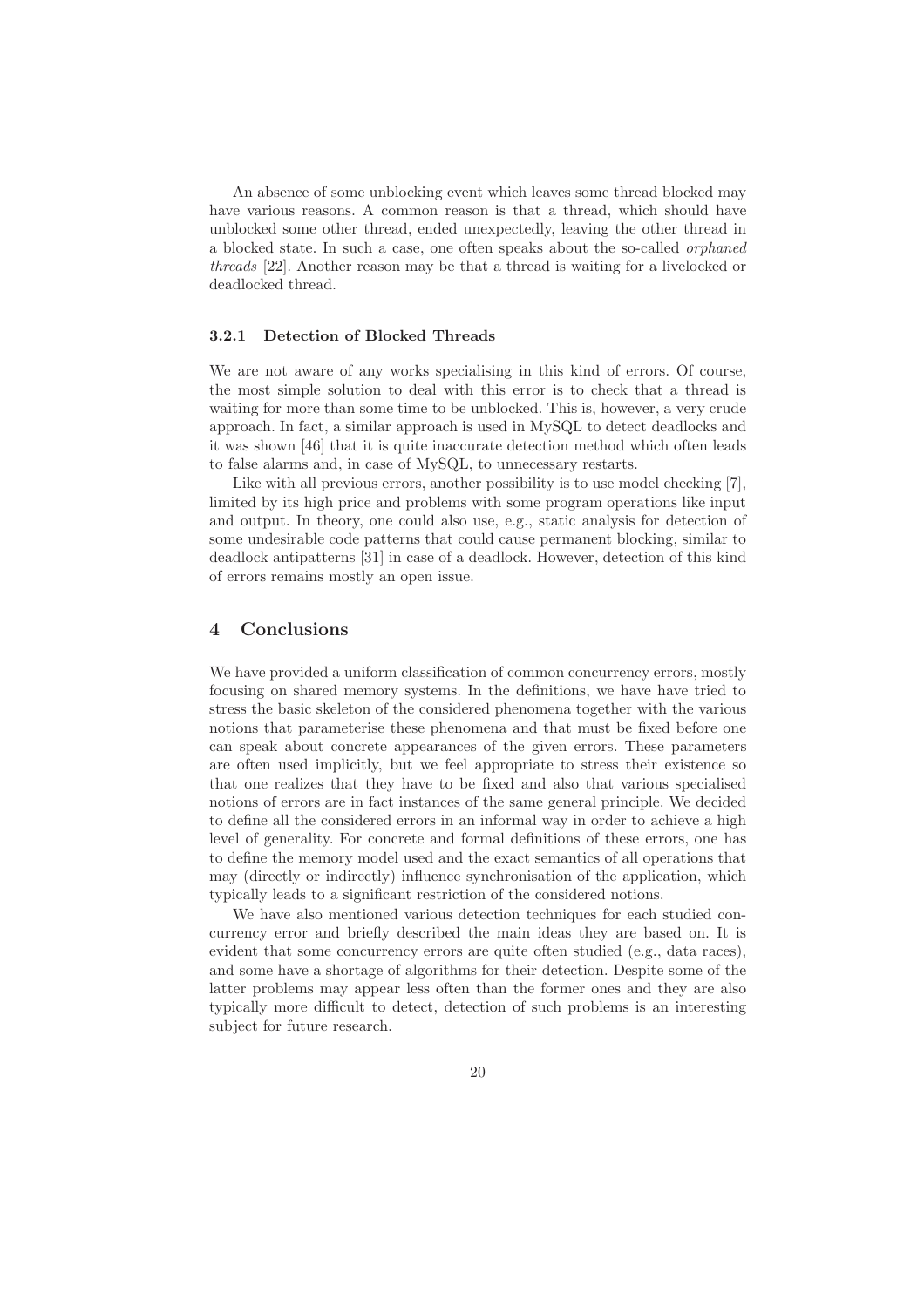An absence of some unblocking event which leaves some thread blocked may have various reasons. A common reason is that a thread, which should have unblocked some other thread, ended unexpectedly, leaving the other thread in a blocked state. In such a case, one often speaks about the so-called *orphaned threads* [22]. Another reason may be that a thread is waiting for a livelocked or deadlocked thread.

### 3.2.1 Detection of Blocked Threads

We are not aware of any works specialising in this kind of errors. Of course, the most simple solution to deal with this error is to check that a thread is waiting for more than some time to be unblocked. This is, however, a very crude approach. In fact, a similar approach is used in MySQL to detect deadlocks and it was shown [46] that it is quite inaccurate detection method which often leads to false alarms and, in case of MySQL, to unnecessary restarts.

Like with all previous errors, another possibility is to use model checking [7], limited by its high price and problems with some program operations like input and output. In theory, one could also use, e.g., static analysis for detection of some undesirable code patterns that could cause permanent blocking, similar to deadlock antipatterns [31] in case of a deadlock. However, detection of this kind of errors remains mostly an open issue.

## 4 Conclusions

We have provided a uniform classification of common concurrency errors, mostly focusing on shared memory systems. In the definitions, we have have tried to stress the basic skeleton of the considered phenomena together with the various notions that parameterise these phenomena and that must be fixed before one can speak about concrete appearances of the given errors. These parameters are often used implicitly, but we feel appropriate to stress their existence so that one realizes that they have to be fixed and also that various specialised notions of errors are in fact instances of the same general principle. We decided to define all the considered errors in an informal way in order to achieve a high level of generality. For concrete and formal definitions of these errors, one has to define the memory model used and the exact semantics of all operations that may (directly or indirectly) influence synchronisation of the application, which typically leads to a significant restriction of the considered notions.

We have also mentioned various detection techniques for each studied concurrency error and briefly described the main ideas they are based on. It is evident that some concurrency errors are quite often studied (e.g., data races), and some have a shortage of algorithms for their detection. Despite some of the latter problems may appear less often than the former ones and they are also typically more difficult to detect, detection of such problems is an interesting subject for future research.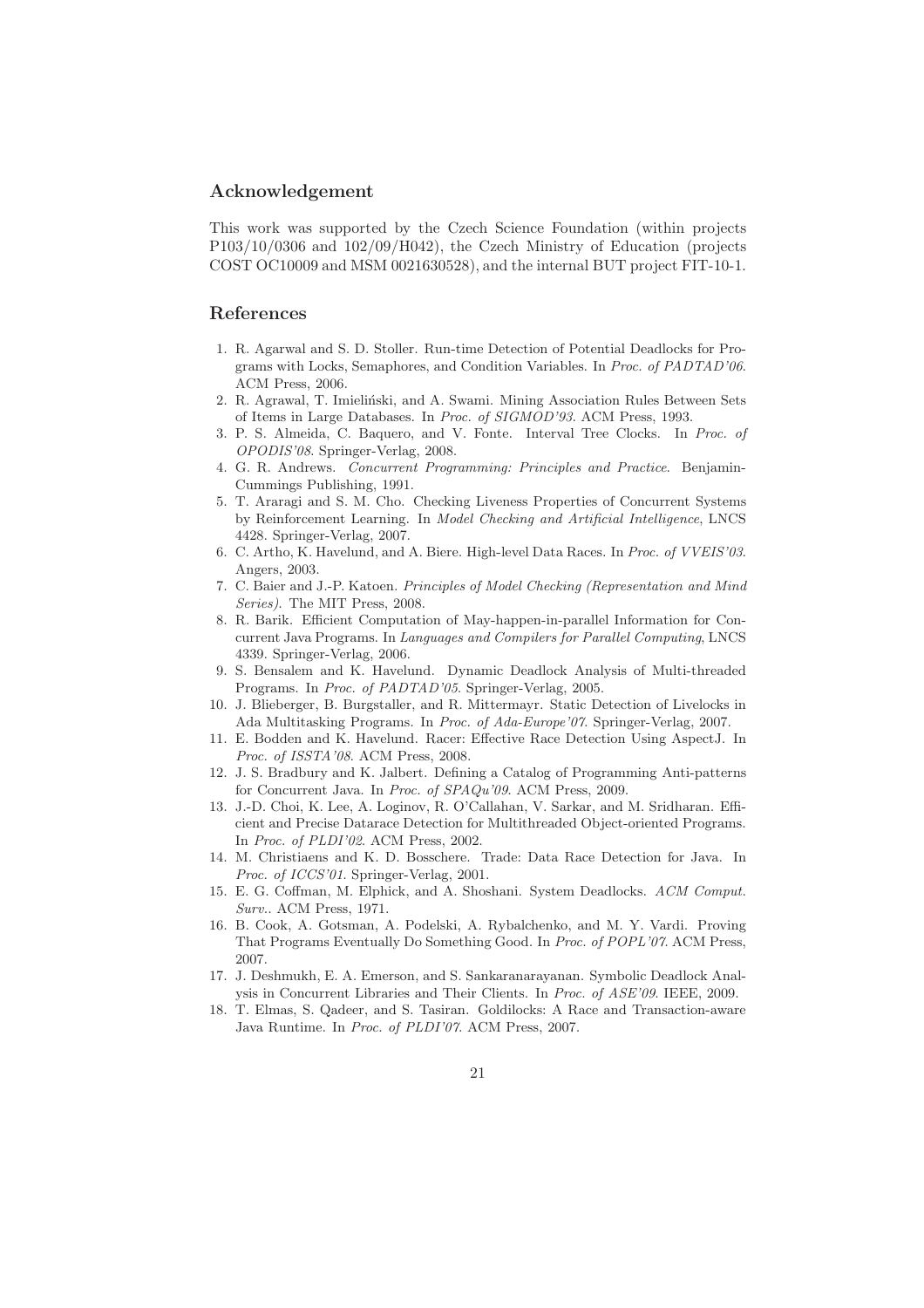## Acknowledgement

This work was supported by the Czech Science Foundation (within projects P103/10/0306 and 102/09/H042), the Czech Ministry of Education (projects COST OC10009 and MSM 0021630528), and the internal BUT project FIT-10-1.

## References

1. R. Agarwal and S. D. Stoller. Run-time Detection of Potential Deadlocks for Programs with Locks, Semaphores, and Condition Variables. In *Proc. of PADTAD'06*. ACM Press, 2006.
2. R. Agrawal, T. Imieliński, and A. Swami. Mining Association Rules Between Sets of Items in Large Databases. In *Proc. of SIGMOD'93*. ACM Press, 1993.
3. P. S. Almeida, C. Baquero, and V. Fonte. Interval Tree Clocks. In *Proc. of OPODIS'08*. Springer-Verlag, 2008.
4. G. R. Andrews. *Concurrent Programming: Principles and Practice*. Benjamin-Cummings Publishing, 1991.
5. T. Araragi and S. M. Cho. Checking Liveness Properties of Concurrent Systems by Reinforcement Learning. In *Model Checking and Artificial Intelligence*, LNCS 4428. Springer-Verlag, 2007.
6. C. Artho, K. Havelund, and A. Biere. High-level Data Races. In *Proc. of VVEIS'03*. Angers, 2003.
7. C. Baier and J.-P. Katoen. *Principles of Model Checking (Representation and Mind Series)*. The MIT Press, 2008.
8. R. Barik. Efficient Computation of May-happen-in-parallel Information for Concurrent Java Programs. In *Languages and Compilers for Parallel Computing*, LNCS 4339. Springer-Verlag, 2006.
9. S. Bensalem and K. Havelund. Dynamic Deadlock Analysis of Multi-threaded Programs. In *Proc. of PADTAD'05*. Springer-Verlag, 2005.
10. J. Blieberger, B. Burgstaller, and R. Mittermayr. Static Detection of Livelocks in Ada Multitasking Programs. In *Proc. of Ada-Europe'07*. Springer-Verlag, 2007.
11. E. Bodden and K. Havelund. Racer: Effective Race Detection Using AspectJ. In *Proc. of ISSTA'08*. ACM Press, 2008.
12. J. S. Bradbury and K. Jalbert. Defining a Catalog of Programming Anti-patterns for Concurrent Java. In *Proc. of SPAQu'09*. ACM Press, 2009.
13. J.-D. Choi, K. Lee, A. Loginov, R. O'Callahan, V. Sarkar, and M. Sridharan. Efficient and Precise Datarace Detection for Multithreaded Object-oriented Programs. In *Proc. of PLDI'02*. ACM Press, 2002.
14. M. Christiaens and K. D. Bosschere. Trade: Data Race Detection for Java. In *Proc. of ICCS'01*. Springer-Verlag, 2001.
15. E. G. Coffman, M. Elphick, and A. Shoshani. System Deadlocks. *ACM Comput. Surv.*. ACM Press, 1971.
16. B. Cook, A. Gotsman, A. Podelski, A. Rybalchenko, and M. Y. Vardi. Proving That Programs Eventually Do Something Good. In *Proc. of POPL'07*. ACM Press, 2007.
17. J. Deshmukh, E. A. Emerson, and S. Sankaranarayanan. Symbolic Deadlock Analysis in Concurrent Libraries and Their Clients. In *Proc. of ASE'09*. IEEE, 2009.
18. T. Elmas, S. Qadeer, and S. Tasiran. Goldilocks: A Race and Transaction-aware Java Runtime. In *Proc. of PLDI'07*. ACM Press, 2007.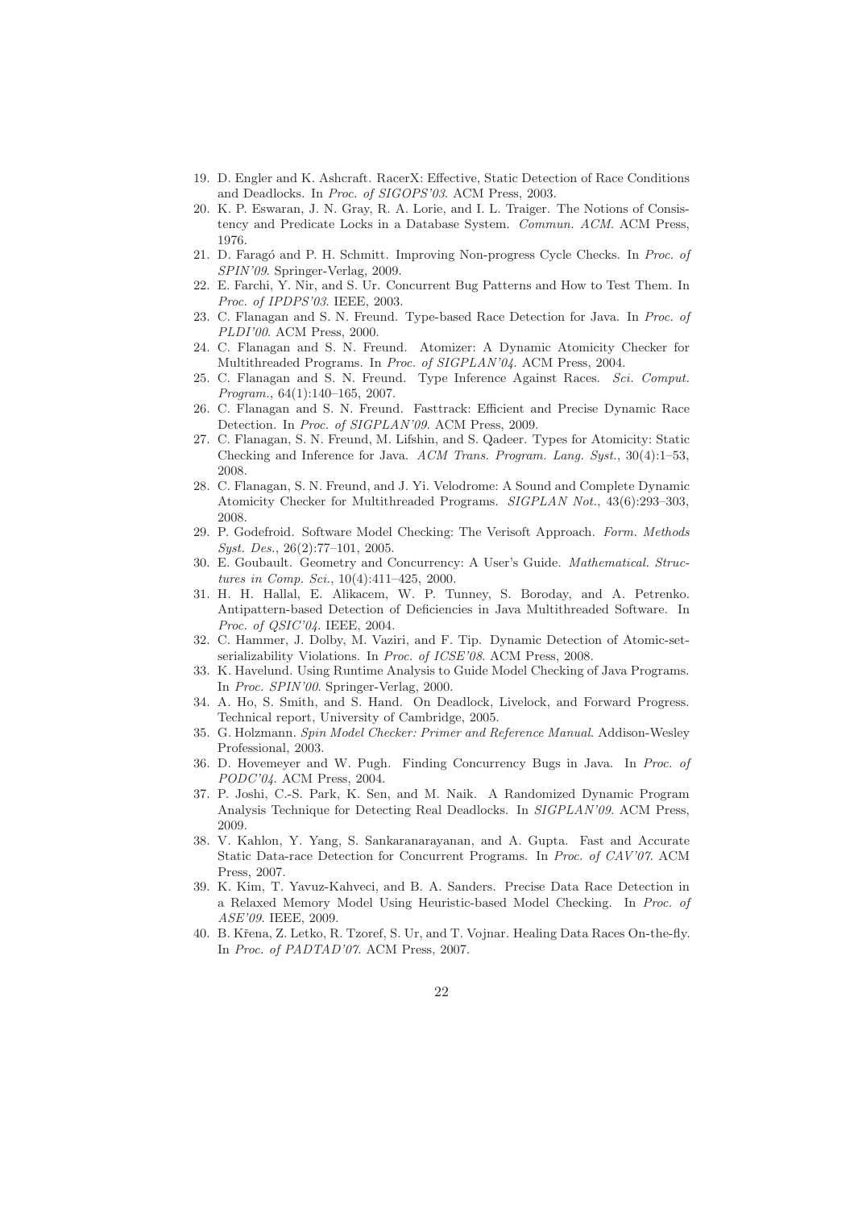19. D. Engler and K. Ashcraft. RacerX: Effective, Static Detection of Race Conditions and Deadlocks. In *Proc. of SIGOPS'03*. ACM Press, 2003.
20. K. P. Eswaran, J. N. Gray, R. A. Lorie, and I. L. Traiger. The Notions of Consistency and Predicate Locks in a Database System. *Commun. ACM*. ACM Press, 1976.
21. D. Faragó and P. H. Schmitt. Improving Non-progress Cycle Checks. In *Proc. of SPIN'09*. Springer-Verlag, 2009.
22. E. Farchi, Y. Nir, and S. Ur. Concurrent Bug Patterns and How to Test Them. In *Proc. of IPDPS'03*. IEEE, 2003.
23. C. Flanagan and S. N. Freund. Type-based Race Detection for Java. In *Proc. of PLDI'00*. ACM Press, 2000.
24. C. Flanagan and S. N. Freund. Atomizer: A Dynamic Atomicity Checker for Multithreaded Programs. In *Proc. of SIGPLAN'04*. ACM Press, 2004.
25. C. Flanagan and S. N. Freund. Type Inference Against Races. *Sci. Comput. Program.*, 64(1):140–165, 2007.
26. C. Flanagan and S. N. Freund. Fasttrack: Efficient and Precise Dynamic Race Detection. In *Proc. of SIGPLAN'09*. ACM Press, 2009.
27. C. Flanagan, S. N. Freund, M. Lifshin, and S. Qadeer. Types for Atomicity: Static Checking and Inference for Java. *ACM Trans. Program. Lang. Syst.*, 30(4):1–53, 2008.
28. C. Flanagan, S. N. Freund, and J. Yi. Velodrome: A Sound and Complete Dynamic Atomicity Checker for Multithreaded Programs. *SIGPLAN Not.*, 43(6):293–303, 2008.
29. P. Godefroid. Software Model Checking: The Verisoft Approach. *Form. Methods Syst. Des.*, 26(2):77–101, 2005.
30. E. Goubault. Geometry and Concurrency: A User's Guide. *Mathematical. Structures in Comp. Sci.*, 10(4):411–425, 2000.
31. H. H. Hallal, E. Alikacem, W. P. Tunney, S. Boroday, and A. Petrenko. Antipattern-based Detection of Deficiencies in Java Multithreaded Software. In *Proc. of QSIC'04*. IEEE, 2004.
32. C. Hammer, J. Dolby, M. Vaziri, and F. Tip. Dynamic Detection of Atomic-set-serializability Violations. In *Proc. of ICSE'08*. ACM Press, 2008.
33. K. Havelund. Using Runtime Analysis to Guide Model Checking of Java Programs. In *Proc. SPIN'00*. Springer-Verlag, 2000.
34. A. Ho, S. Smith, and S. Hand. On Deadlock, Livelock, and Forward Progress. Technical report, University of Cambridge, 2005.
35. G. Holzmann. *Spin Model Checker: Primer and Reference Manual*. Addison-Wesley Professional, 2003.
36. D. Hovemeyer and W. Pugh. Finding Concurrency Bugs in Java. In *Proc. of PODC'04*. ACM Press, 2004.
37. P. Joshi, C.-S. Park, K. Sen, and M. Naik. A Randomized Dynamic Program Analysis Technique for Detecting Real Deadlocks. In *SIGPLAN'09*. ACM Press, 2009.
38. V. Kahlon, Y. Yang, S. Sankaranarayanan, and A. Gupta. Fast and Accurate Static Data-race Detection for Concurrent Programs. In *Proc. of CAV'07*. ACM Press, 2007.
39. K. Kim, T. Yavuz-Kahveci, and B. A. Sanders. Precise Data Race Detection in a Relaxed Memory Model Using Heuristic-based Model Checking. In *Proc. of ASE'09*. IEEE, 2009.
40. B. Křena, Z. Letko, R. Tzoref, S. Ur, and T. Vojnar. Healing Data Races On-the-fly. In *Proc. of PADTAD'07*. ACM Press, 2007.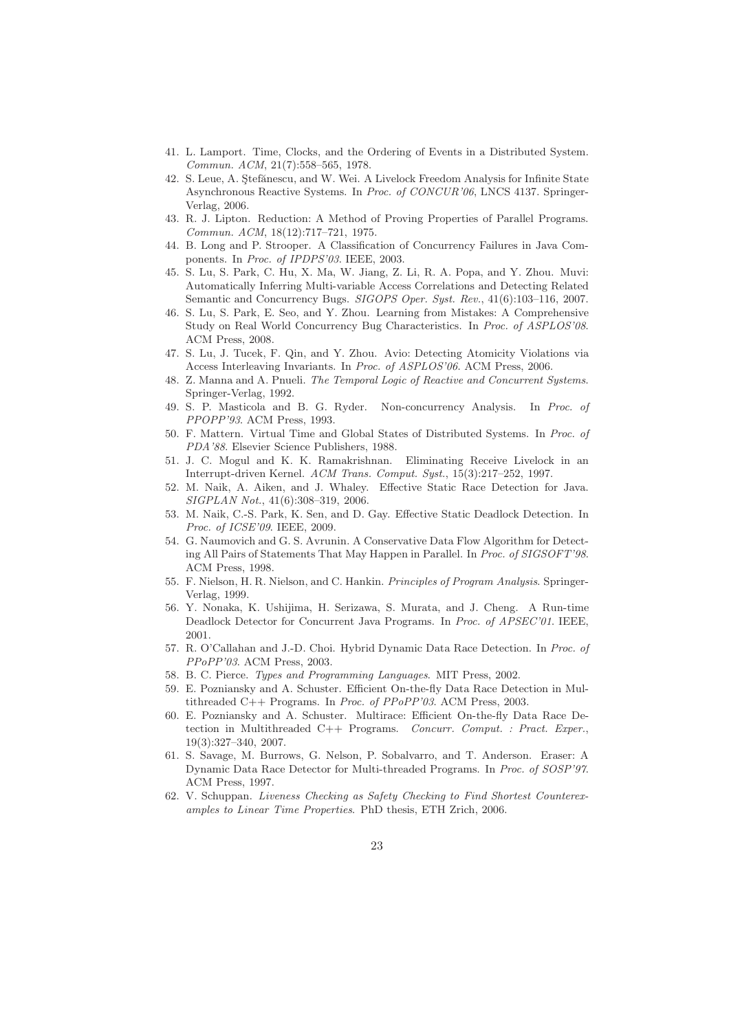41. L. Lamport. Time, Clocks, and the Ordering of Events in a Distributed System. *Commun. ACM*, 21(7):558–565, 1978.
42. S. Leue, A. Ştefănescu, and W. Wei. A Livelock Freedom Analysis for Infinite State Asynchronous Reactive Systems. In *Proc. of CONCUR'06*, LNCS 4137. Springer-Verlag, 2006.
43. R. J. Lipton. Reduction: A Method of Proving Properties of Parallel Programs. *Commun. ACM*, 18(12):717–721, 1975.
44. B. Long and P. Strooper. A Classification of Concurrency Failures in Java Components. In *Proc. of IPDPS'03*. IEEE, 2003.
45. S. Lu, S. Park, C. Hu, X. Ma, W. Jiang, Z. Li, R. A. Popa, and Y. Zhou. Muvi: Automatically Inferring Multi-variable Access Correlations and Detecting Related Semantic and Concurrency Bugs. *SIGOPS Oper. Syst. Rev.*, 41(6):103–116, 2007.
46. S. Lu, S. Park, E. Seo, and Y. Zhou. Learning from Mistakes: A Comprehensive Study on Real World Concurrency Bug Characteristics. In *Proc. of ASPLOS'08*. ACM Press, 2008.
47. S. Lu, J. Tucek, F. Qin, and Y. Zhou. Avio: Detecting Atomicity Violations via Access Interleaving Invariants. In *Proc. of ASPLOS'06*. ACM Press, 2006.
48. Z. Manna and A. Pnueli. *The Temporal Logic of Reactive and Concurrent Systems*. Springer-Verlag, 1992.
49. S. P. Masticola and B. G. Ryder. Non-concurrency Analysis. In *Proc. of PPOPP'93*. ACM Press, 1993.
50. F. Mattern. Virtual Time and Global States of Distributed Systems. In *Proc. of PDA'88*. Elsevier Science Publishers, 1988.
51. J. C. Mogul and K. K. Ramakrishnan. Eliminating Receive Livelock in an Interrupt-driven Kernel. *ACM Trans. Comput. Syst.*, 15(3):217–252, 1997.
52. M. Naik, A. Aiken, and J. Whaley. Effective Static Race Detection for Java. *SIGPLAN Not.*, 41(6):308–319, 2006.
53. M. Naik, C.-S. Park, K. Sen, and D. Gay. Effective Static Deadlock Detection. In *Proc. of ICSE'09*. IEEE, 2009.
54. G. Naumovich and G. S. Avrunin. A Conservative Data Flow Algorithm for Detecting All Pairs of Statements That May Happen in Parallel. In *Proc. of SIGSOFT'98*. ACM Press, 1998.
55. F. Nielson, H. R. Nielson, and C. Hankin. *Principles of Program Analysis*. Springer-Verlag, 1999.
56. Y. Nonaka, K. Ushijima, H. Serizawa, S. Murata, and J. Cheng. A Run-time Deadlock Detector for Concurrent Java Programs. In *Proc. of APSEC'01*. IEEE, 2001.
57. R. O'Callahan and J.-D. Choi. Hybrid Dynamic Data Race Detection. In *Proc. of PPoPP'03*. ACM Press, 2003.
58. B. C. Pierce. *Types and Programming Languages*. MIT Press, 2002.
59. E. Pozniansky and A. Schuster. Efficient On-the-fly Data Race Detection in Multithreaded C++ Programs. In *Proc. of PPoPP'03*. ACM Press, 2003.
60. E. Pozniansky and A. Schuster. Multirace: Efficient On-the-fly Data Race Detection in Multithreaded C++ Programs. *Concurr. Comput. : Pract. Exper.*, 19(3):327–340, 2007.
61. S. Savage, M. Burrows, G. Nelson, P. Sobalvarro, and T. Anderson. Eraser: A Dynamic Data Race Detector for Multi-threaded Programs. In *Proc. of SOSP'97*. ACM Press, 1997.
62. V. Schuppan. *Liveness Checking as Safety Checking to Find Shortest Counterexamples to Linear Time Properties*. PhD thesis, ETH Zrich, 2006.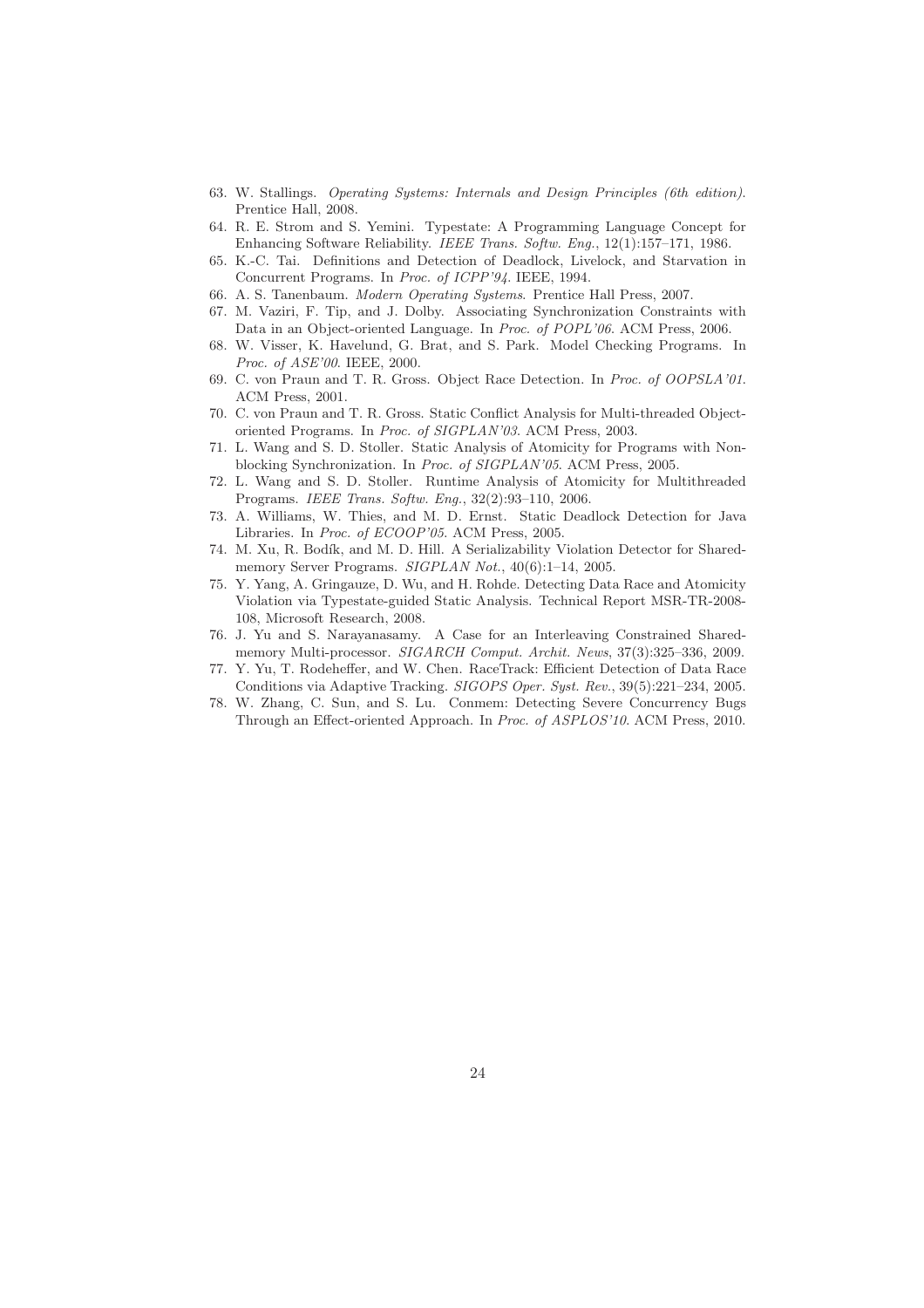63. W. Stallings. *Operating Systems: Internals and Design Principles (6th edition)*. Prentice Hall, 2008.
64. R. E. Strom and S. Yemini. Typestate: A Programming Language Concept for Enhancing Software Reliability. *IEEE Trans. Softw. Eng.*, 12(1):157–171, 1986.
65. K.-C. Tai. Definitions and Detection of Deadlock, Livelock, and Starvation in Concurrent Programs. In *Proc. of ICPP'94*. IEEE, 1994.
66. A. S. Tanenbaum. *Modern Operating Systems*. Prentice Hall Press, 2007.
67. M. Vaziri, F. Tip, and J. Dolby. Associating Synchronization Constraints with Data in an Object-oriented Language. In *Proc. of POPL'06*. ACM Press, 2006.
68. W. Visser, K. Havelund, G. Brat, and S. Park. Model Checking Programs. In *Proc. of ASE'00*. IEEE, 2000.
69. C. von Praun and T. R. Gross. Object Race Detection. In *Proc. of OOPSLA'01*. ACM Press, 2001.
70. C. von Praun and T. R. Gross. Static Conflict Analysis for Multi-threaded Object-oriented Programs. In *Proc. of SIGPLAN'03*. ACM Press, 2003.
71. L. Wang and S. D. Stoller. Static Analysis of Atomicity for Programs with Non-blocking Synchronization. In *Proc. of SIGPLAN'05*. ACM Press, 2005.
72. L. Wang and S. D. Stoller. Runtime Analysis of Atomicity for Multithreaded Programs. *IEEE Trans. Softw. Eng.*, 32(2):93–110, 2006.
73. A. Williams, W. Thies, and M. D. Ernst. Static Deadlock Detection for Java Libraries. In *Proc. of ECOOP'05*. ACM Press, 2005.
74. M. Xu, R. Bodík, and M. D. Hill. A Serializability Violation Detector for Shared-memory Server Programs. *SIGPLAN Not.*, 40(6):1–14, 2005.
75. Y. Yang, A. Gringauze, D. Wu, and H. Rohde. Detecting Data Race and Atomicity Violation via Typestate-guided Static Analysis. Technical Report MSR-TR-2008-108, Microsoft Research, 2008.
76. J. Yu and S. Narayanasamy. A Case for an Interleaving Constrained Shared-memory Multi-processor. *SIGARCH Comput. Archit. News*, 37(3):325–336, 2009.
77. Y. Yu, T. Rodeheffer, and W. Chen. RaceTrack: Efficient Detection of Data Race Conditions via Adaptive Tracking. *SIGOPS Oper. Syst. Rev.*, 39(5):221–234, 2005.
78. W. Zhang, C. Sun, and S. Lu. Conmem: Detecting Severe Concurrency Bugs Through an Effect-oriented Approach. In *Proc. of ASPLOS'10*. ACM Press, 2010.